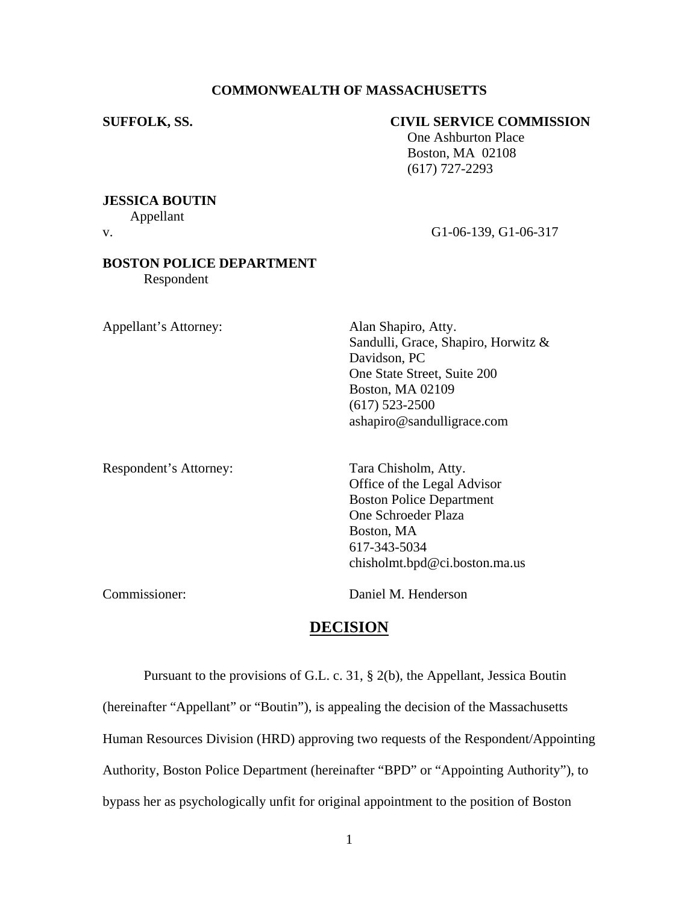**COMMONWEALTH OF MASSACHUSETTS**

**SUFFOLK, SS.**

**CIVIL SERVICE COMMISSION**
One Ashburton Place
Boston, MA 02108
(617) 727-2293

**JESSICA BOUTIN**
Appellant

v. G1-06-139, G1-06-317

**BOSTON POLICE DEPARTMENT**
Respondent

Appellant's Attorney: Alan Shapiro, Atty.
Sandulli, Grace, Shapiro, Horwitz & Davidson, PC
One State Street, Suite 200
Boston, MA 02109
(617) 523-2500
ashapiro@sandulligrace.com

Respondent's Attorney: Tara Chisholm, Atty.
Office of the Legal Advisor
Boston Police Department
One Schroeder Plaza
Boston, MA
617-343-5034
chisholmt.bpd@ci.boston.ma.us

Commissioner: Daniel M. Henderson

## DECISION

Pursuant to the provisions of G.L. c. 31, § 2(b), the Appellant, Jessica Boutin (hereinafter "Appellant" or "Boutin"), is appealing the decision of the Massachusetts Human Resources Division (HRD) approving two requests of the Respondent/Appointing Authority, Boston Police Department (hereinafter "BPD" or "Appointing Authority"), to bypass her as psychologically unfit for original appointment to the position of Boston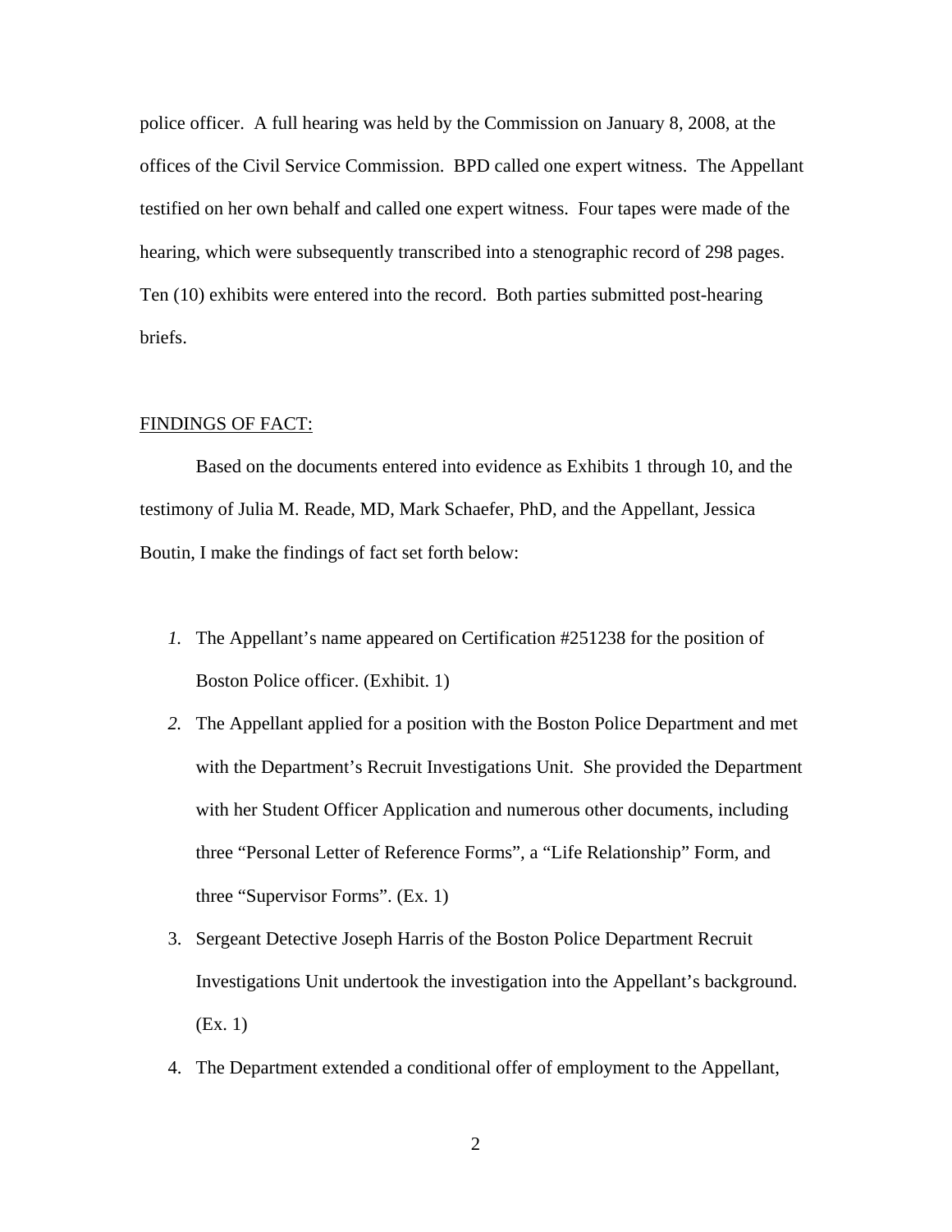police officer. A full hearing was held by the Commission on January 8, 2008, at the offices of the Civil Service Commission. BPD called one expert witness. The Appellant testified on her own behalf and called one expert witness. Four tapes were made of the hearing, which were subsequently transcribed into a stenographic record of 298 pages. Ten (10) exhibits were entered into the record. Both parties submitted post-hearing briefs.

FINDINGS OF FACT:

Based on the documents entered into evidence as Exhibits 1 through 10, and the testimony of Julia M. Reade, MD, Mark Schaefer, PhD, and the Appellant, Jessica Boutin, I make the findings of fact set forth below:

1. The Appellant's name appeared on Certification #251238 for the position of Boston Police officer. (Exhibit. 1)
2. The Appellant applied for a position with the Boston Police Department and met with the Department's Recruit Investigations Unit. She provided the Department with her Student Officer Application and numerous other documents, including three "Personal Letter of Reference Forms", a "Life Relationship" Form, and three "Supervisor Forms". (Ex. 1)
3. Sergeant Detective Joseph Harris of the Boston Police Department Recruit Investigations Unit undertook the investigation into the Appellant's background. (Ex. 1)
4. The Department extended a conditional offer of employment to the Appellant,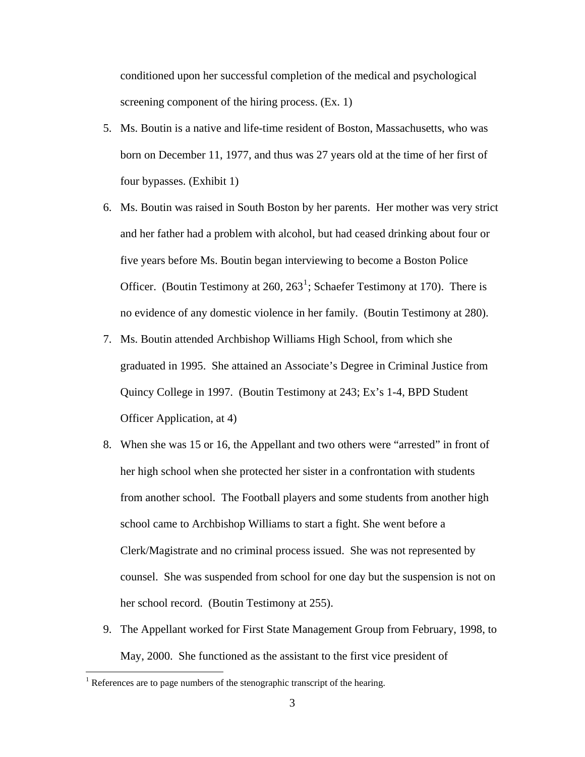conditioned upon her successful completion of the medical and psychological screening component of the hiring process. (Ex. 1)

5. Ms. Boutin is a native and life-time resident of Boston, Massachusetts, who was born on December 11, 1977, and thus was 27 years old at the time of her first of four bypasses. (Exhibit 1)

6. Ms. Boutin was raised in South Boston by her parents. Her mother was very strict and her father had a problem with alcohol, but had ceased drinking about four or five years before Ms. Boutin began interviewing to become a Boston Police Officer. (Boutin Testimony at 260, 263[1]; Schaefer Testimony at 170). There is no evidence of any domestic violence in her family. (Boutin Testimony at 280).

7. Ms. Boutin attended Archbishop Williams High School, from which she graduated in 1995. She attained an Associate's Degree in Criminal Justice from Quincy College in 1997. (Boutin Testimony at 243; Ex's 1-4, BPD Student Officer Application, at 4)

8. When she was 15 or 16, the Appellant and two others were "arrested" in front of her high school when she protected her sister in a confrontation with students from another school. The Football players and some students from another high school came to Archbishop Williams to start a fight. She went before a Clerk/Magistrate and no criminal process issued. She was not represented by counsel. She was suspended from school for one day but the suspension is not on her school record. (Boutin Testimony at 255).

9. The Appellant worked for First State Management Group from February, 1998, to May, 2000. She functioned as the assistant to the first vice president of

[1] References are to page numbers of the stenographic transcript of the hearing.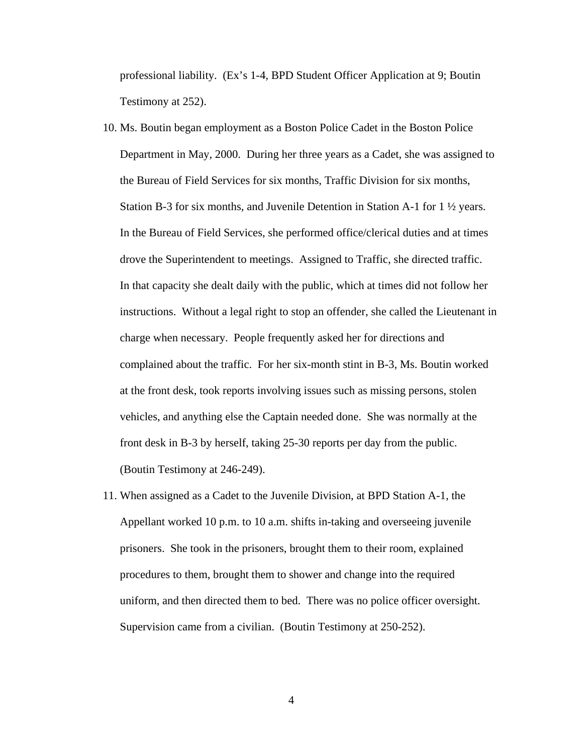professional liability. (Ex's 1-4, BPD Student Officer Application at 9; Boutin Testimony at 252).

10. Ms. Boutin began employment as a Boston Police Cadet in the Boston Police Department in May, 2000. During her three years as a Cadet, she was assigned to the Bureau of Field Services for six months, Traffic Division for six months, Station B-3 for six months, and Juvenile Detention in Station A-1 for 1 ½ years. In the Bureau of Field Services, she performed office/clerical duties and at times drove the Superintendent to meetings. Assigned to Traffic, she directed traffic. In that capacity she dealt daily with the public, which at times did not follow her instructions. Without a legal right to stop an offender, she called the Lieutenant in charge when necessary. People frequently asked her for directions and complained about the traffic. For her six-month stint in B-3, Ms. Boutin worked at the front desk, took reports involving issues such as missing persons, stolen vehicles, and anything else the Captain needed done. She was normally at the front desk in B-3 by herself, taking 25-30 reports per day from the public. (Boutin Testimony at 246-249).

11. When assigned as a Cadet to the Juvenile Division, at BPD Station A-1, the Appellant worked 10 p.m. to 10 a.m. shifts in-taking and overseeing juvenile prisoners. She took in the prisoners, brought them to their room, explained procedures to them, brought them to shower and change into the required uniform, and then directed them to bed. There was no police officer oversight. Supervision came from a civilian. (Boutin Testimony at 250-252).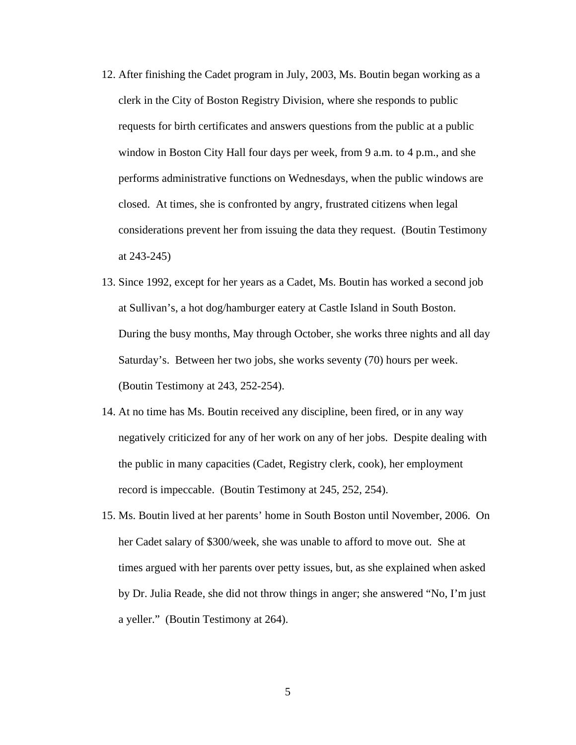12. After finishing the Cadet program in July, 2003, Ms. Boutin began working as a clerk in the City of Boston Registry Division, where she responds to public requests for birth certificates and answers questions from the public at a public window in Boston City Hall four days per week, from 9 a.m. to 4 p.m., and she performs administrative functions on Wednesdays, when the public windows are closed. At times, she is confronted by angry, frustrated citizens when legal considerations prevent her from issuing the data they request. (Boutin Testimony at 243-245)
13. Since 1992, except for her years as a Cadet, Ms. Boutin has worked a second job at Sullivan's, a hot dog/hamburger eatery at Castle Island in South Boston. During the busy months, May through October, she works three nights and all day Saturday's. Between her two jobs, she works seventy (70) hours per week. (Boutin Testimony at 243, 252-254).
14. At no time has Ms. Boutin received any discipline, been fired, or in any way negatively criticized for any of her work on any of her jobs. Despite dealing with the public in many capacities (Cadet, Registry clerk, cook), her employment record is impeccable. (Boutin Testimony at 245, 252, 254).
15. Ms. Boutin lived at her parents' home in South Boston until November, 2006. On her Cadet salary of $300/week, she was unable to afford to move out. She at times argued with her parents over petty issues, but, as she explained when asked by Dr. Julia Reade, she did not throw things in anger; she answered "No, I'm just a yeller." (Boutin Testimony at 264).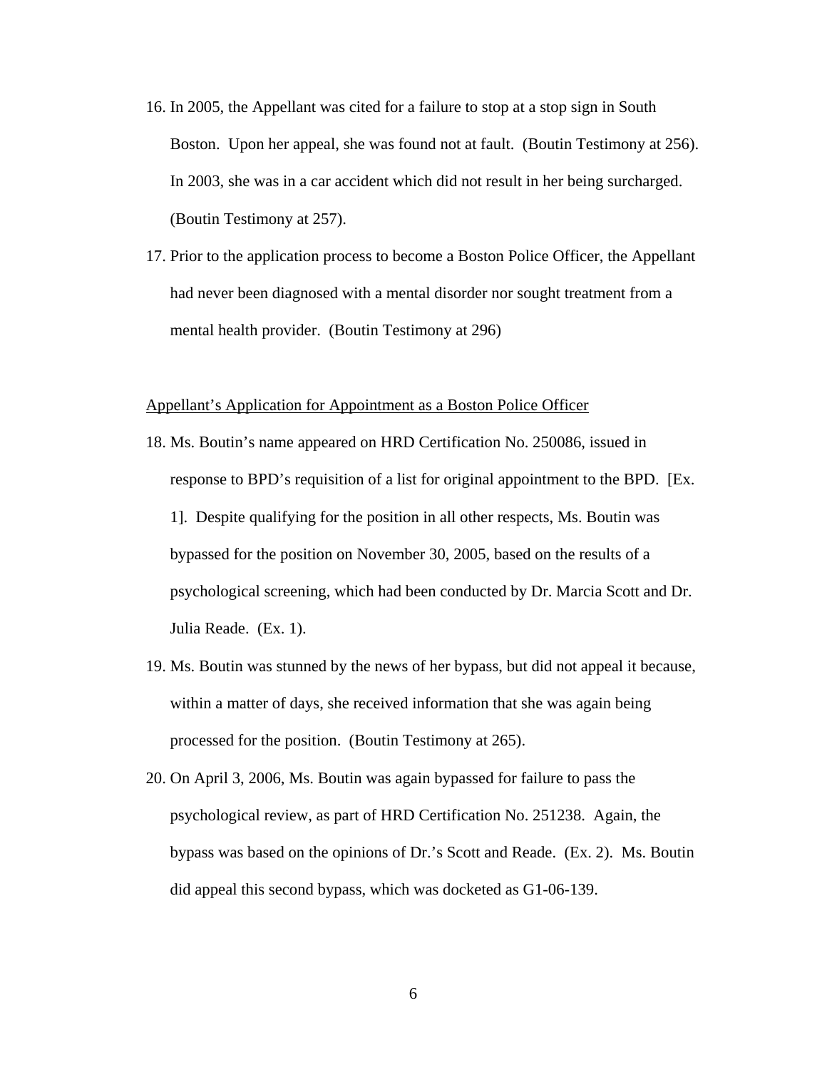16. In 2005, the Appellant was cited for a failure to stop at a stop sign in South Boston. Upon her appeal, she was found not at fault. (Boutin Testimony at 256). In 2003, she was in a car accident which did not result in her being surcharged. (Boutin Testimony at 257).

17. Prior to the application process to become a Boston Police Officer, the Appellant had never been diagnosed with a mental disorder nor sought treatment from a mental health provider. (Boutin Testimony at 296)

<u>Appellant's Application for Appointment as a Boston Police Officer</u>

18. Ms. Boutin's name appeared on HRD Certification No. 250086, issued in response to BPD's requisition of a list for original appointment to the BPD. [Ex. 1]. Despite qualifying for the position in all other respects, Ms. Boutin was bypassed for the position on November 30, 2005, based on the results of a psychological screening, which had been conducted by Dr. Marcia Scott and Dr. Julia Reade. (Ex. 1).

19. Ms. Boutin was stunned by the news of her bypass, but did not appeal it because, within a matter of days, she received information that she was again being processed for the position. (Boutin Testimony at 265).

20. On April 3, 2006, Ms. Boutin was again bypassed for failure to pass the psychological review, as part of HRD Certification No. 251238. Again, the bypass was based on the opinions of Dr.'s Scott and Reade. (Ex. 2). Ms. Boutin did appeal this second bypass, which was docketed as G1-06-139.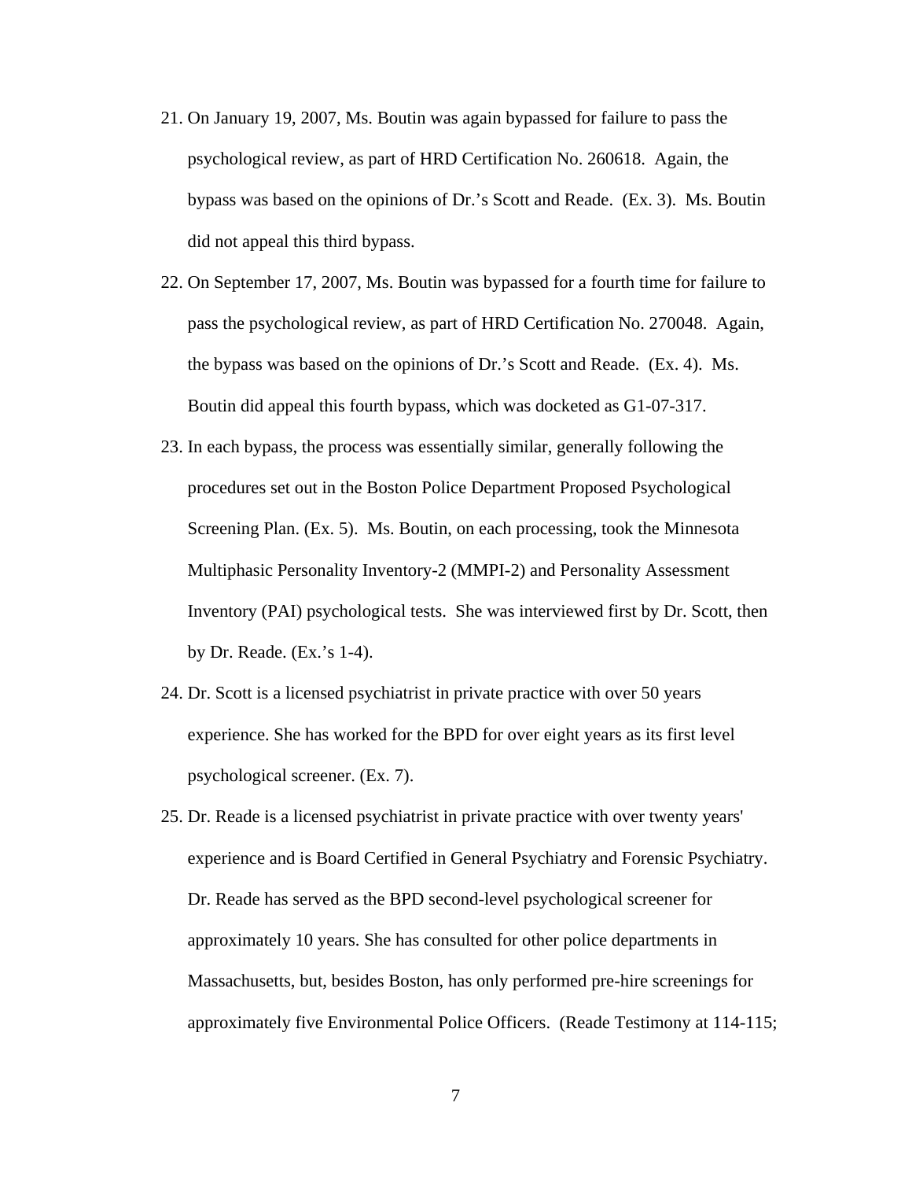21. On January 19, 2007, Ms. Boutin was again bypassed for failure to pass the psychological review, as part of HRD Certification No. 260618. Again, the bypass was based on the opinions of Dr.'s Scott and Reade. (Ex. 3). Ms. Boutin did not appeal this third bypass.

22. On September 17, 2007, Ms. Boutin was bypassed for a fourth time for failure to pass the psychological review, as part of HRD Certification No. 270048. Again, the bypass was based on the opinions of Dr.'s Scott and Reade. (Ex. 4). Ms. Boutin did appeal this fourth bypass, which was docketed as G1-07-317.

23. In each bypass, the process was essentially similar, generally following the procedures set out in the Boston Police Department Proposed Psychological Screening Plan. (Ex. 5). Ms. Boutin, on each processing, took the Minnesota Multiphasic Personality Inventory-2 (MMPI-2) and Personality Assessment Inventory (PAI) psychological tests. She was interviewed first by Dr. Scott, then by Dr. Reade. (Ex.'s 1-4).

24. Dr. Scott is a licensed psychiatrist in private practice with over 50 years experience. She has worked for the BPD for over eight years as its first level psychological screener. (Ex. 7).

25. Dr. Reade is a licensed psychiatrist in private practice with over twenty years' experience and is Board Certified in General Psychiatry and Forensic Psychiatry. Dr. Reade has served as the BPD second-level psychological screener for approximately 10 years. She has consulted for other police departments in Massachusetts, but, besides Boston, has only performed pre-hire screenings for approximately five Environmental Police Officers. (Reade Testimony at 114-115;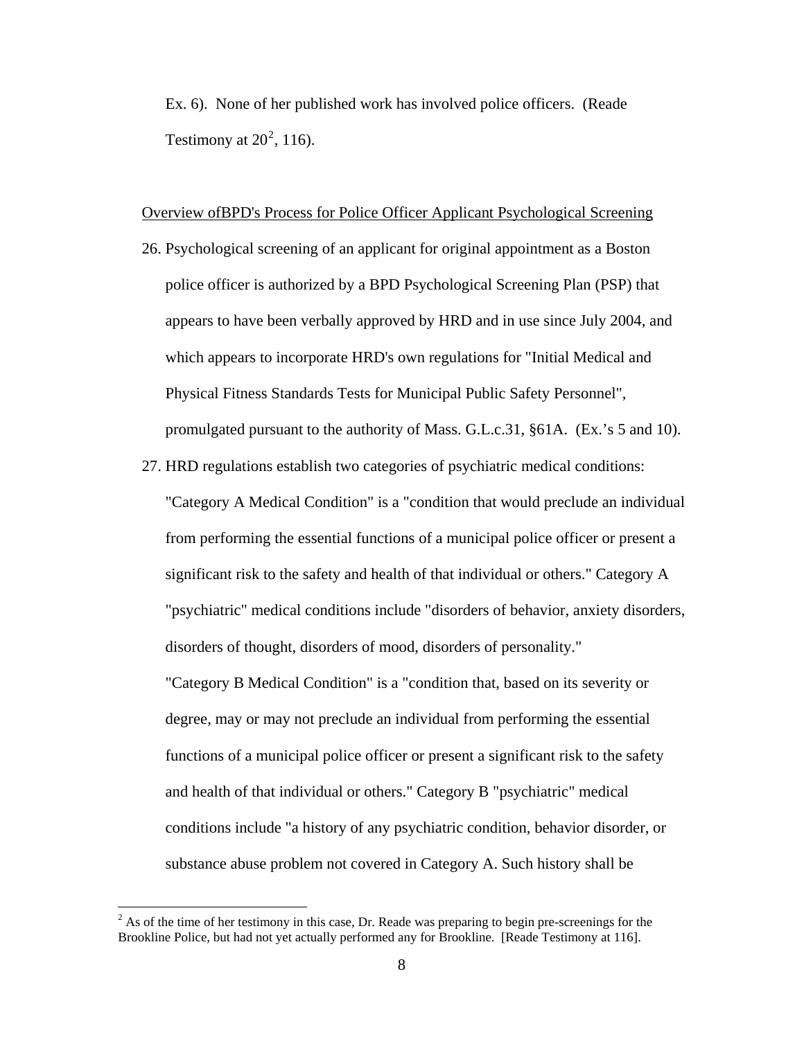Ex. 6). None of her published work has involved police officers. (Reade Testimony at 20[2], 116).

Overview ofBPD's Process for Police Officer Applicant Psychological Screening

26. Psychological screening of an applicant for original appointment as a Boston police officer is authorized by a BPD Psychological Screening Plan (PSP) that appears to have been verbally approved by HRD and in use since July 2004, and which appears to incorporate HRD's own regulations for "Initial Medical and Physical Fitness Standards Tests for Municipal Public Safety Personnel", promulgated pursuant to the authority of Mass. G.L.c.31, §61A. (Ex.'s 5 and 10).

27. HRD regulations establish two categories of psychiatric medical conditions: "Category A Medical Condition" is a "condition that would preclude an individual from performing the essential functions of a municipal police officer or present a significant risk to the safety and health of that individual or others." Category A "psychiatric" medical conditions include "disorders of behavior, anxiety disorders, disorders of thought, disorders of mood, disorders of personality."

   "Category B Medical Condition" is a "condition that, based on its severity or degree, may or may not preclude an individual from performing the essential functions of a municipal police officer or present a significant risk to the safety and health of that individual or others." Category B "psychiatric" medical conditions include "a history of any psychiatric condition, behavior disorder, or substance abuse problem not covered in Category A. Such history shall be

[2] As of the time of her testimony in this case, Dr. Reade was preparing to begin pre-screenings for the Brookline Police, but had not yet actually performed any for Brookline. [Reade Testimony at 116].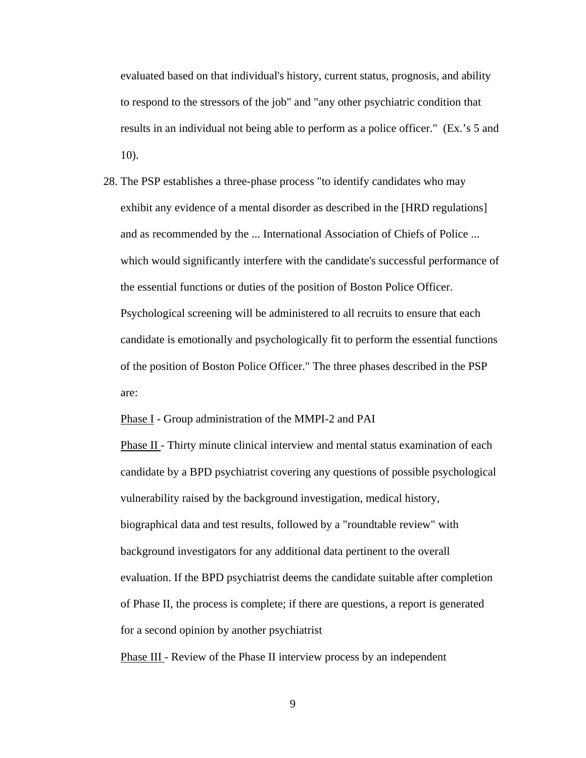evaluated based on that individual's history, current status, prognosis, and ability to respond to the stressors of the job" and "any other psychiatric condition that results in an individual not being able to perform as a police officer." (Ex.'s 5 and 10).

28. The PSP establishes a three-phase process "to identify candidates who may exhibit any evidence of a mental disorder as described in the [HRD regulations] and as recommended by the ... International Association of Chiefs of Police ... which would significantly interfere with the candidate's successful performance of the essential functions or duties of the position of Boston Police Officer. Psychological screening will be administered to all recruits to ensure that each candidate is emotionally and psychologically fit to perform the essential functions of the position of Boston Police Officer." The three phases described in the PSP are:

    <u>Phase I</u> - Group administration of the MMPI-2 and PAI

    <u>Phase II</u> - Thirty minute clinical interview and mental status examination of each candidate by a BPD psychiatrist covering any questions of possible psychological vulnerability raised by the background investigation, medical history, biographical data and test results, followed by a "roundtable review" with background investigators for any additional data pertinent to the overall evaluation. If the BPD psychiatrist deems the candidate suitable after completion of Phase II, the process is complete; if there are questions, a report is generated for a second opinion by another psychiatrist

    <u>Phase III</u> - Review of the Phase II interview process by an independent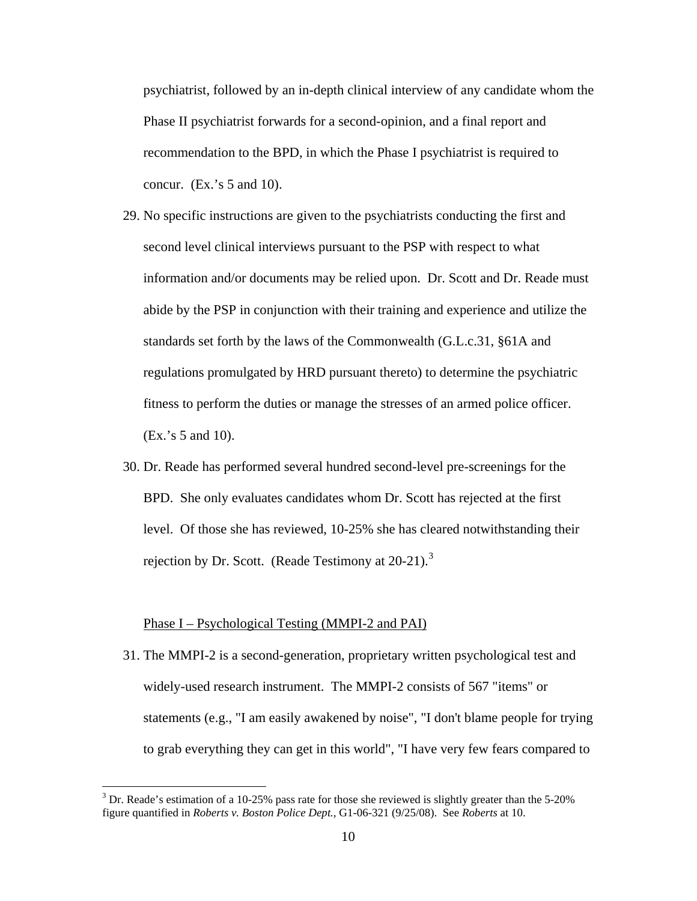psychiatrist, followed by an in-depth clinical interview of any candidate whom the Phase II psychiatrist forwards for a second-opinion, and a final report and recommendation to the BPD, in which the Phase I psychiatrist is required to concur. (Ex.'s 5 and 10).

29. No specific instructions are given to the psychiatrists conducting the first and second level clinical interviews pursuant to the PSP with respect to what information and/or documents may be relied upon. Dr. Scott and Dr. Reade must abide by the PSP in conjunction with their training and experience and utilize the standards set forth by the laws of the Commonwealth (G.L.c.31, §61A and regulations promulgated by HRD pursuant thereto) to determine the psychiatric fitness to perform the duties or manage the stresses of an armed police officer. (Ex.'s 5 and 10).

30. Dr. Reade has performed several hundred second-level pre-screenings for the BPD. She only evaluates candidates whom Dr. Scott has rejected at the first level. Of those she has reviewed, 10-25% she has cleared notwithstanding their rejection by Dr. Scott. (Reade Testimony at 20-21).[3]

<u>Phase I – Psychological Testing (MMPI-2 and PAI)</u>

31. The MMPI-2 is a second-generation, proprietary written psychological test and widely-used research instrument. The MMPI-2 consists of 567 "items" or statements (e.g., "I am easily awakened by noise", "I don't blame people for trying to grab everything they can get in this world", "I have very few fears compared to

---

[3] Dr. Reade's estimation of a 10-25% pass rate for those she reviewed is slightly greater than the 5-20% figure quantified in *Roberts v. Boston Police Dept.*, G1-06-321 (9/25/08). See *Roberts* at 10.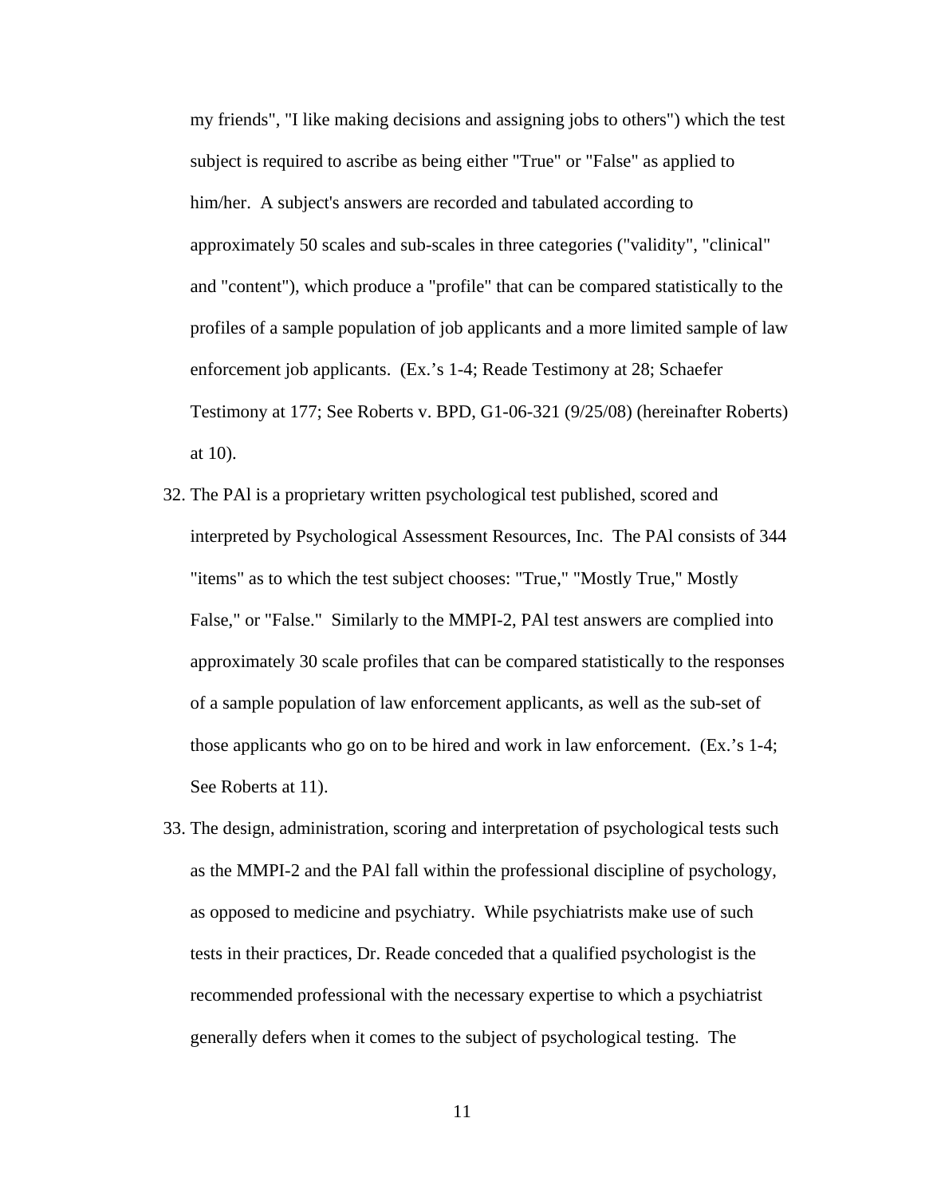my friends", "I like making decisions and assigning jobs to others") which the test subject is required to ascribe as being either "True" or "False" as applied to him/her. A subject's answers are recorded and tabulated according to approximately 50 scales and sub-scales in three categories ("validity", "clinical" and "content"), which produce a "profile" that can be compared statistically to the profiles of a sample population of job applicants and a more limited sample of law enforcement job applicants. (Ex.'s 1-4; Reade Testimony at 28; Schaefer Testimony at 177; See Roberts v. BPD, G1-06-321 (9/25/08) (hereinafter Roberts) at 10).

32. The PAl is a proprietary written psychological test published, scored and interpreted by Psychological Assessment Resources, Inc. The PAl consists of 344 "items" as to which the test subject chooses: "True," "Mostly True," Mostly False," or "False." Similarly to the MMPI-2, PAl test answers are complied into approximately 30 scale profiles that can be compared statistically to the responses of a sample population of law enforcement applicants, as well as the sub-set of those applicants who go on to be hired and work in law enforcement. (Ex.'s 1-4; See Roberts at 11).

33. The design, administration, scoring and interpretation of psychological tests such as the MMPI-2 and the PAl fall within the professional discipline of psychology, as opposed to medicine and psychiatry. While psychiatrists make use of such tests in their practices, Dr. Reade conceded that a qualified psychologist is the recommended professional with the necessary expertise to which a psychiatrist generally defers when it comes to the subject of psychological testing. The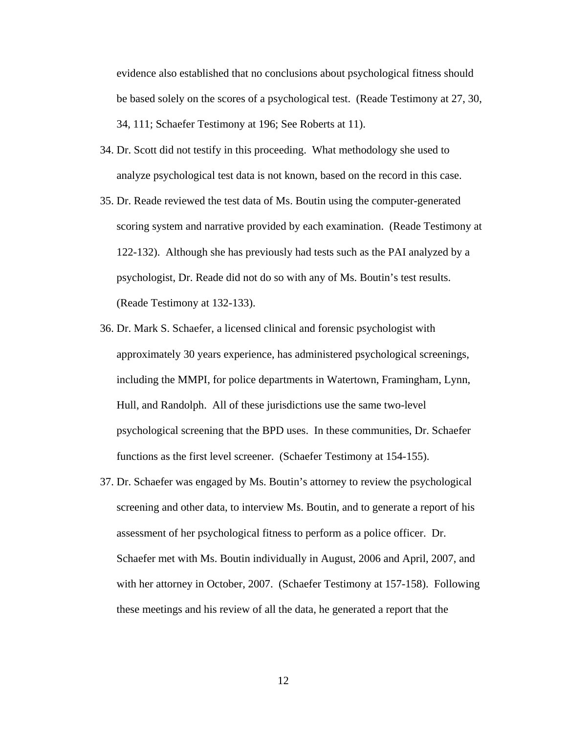evidence also established that no conclusions about psychological fitness should be based solely on the scores of a psychological test. (Reade Testimony at 27, 30, 34, 111; Schaefer Testimony at 196; See Roberts at 11).

34. Dr. Scott did not testify in this proceeding. What methodology she used to analyze psychological test data is not known, based on the record in this case.

35. Dr. Reade reviewed the test data of Ms. Boutin using the computer-generated scoring system and narrative provided by each examination. (Reade Testimony at 122-132). Although she has previously had tests such as the PAI analyzed by a psychologist, Dr. Reade did not do so with any of Ms. Boutin's test results. (Reade Testimony at 132-133).

36. Dr. Mark S. Schaefer, a licensed clinical and forensic psychologist with approximately 30 years experience, has administered psychological screenings, including the MMPI, for police departments in Watertown, Framingham, Lynn, Hull, and Randolph. All of these jurisdictions use the same two-level psychological screening that the BPD uses. In these communities, Dr. Schaefer functions as the first level screener. (Schaefer Testimony at 154-155).

37. Dr. Schaefer was engaged by Ms. Boutin's attorney to review the psychological screening and other data, to interview Ms. Boutin, and to generate a report of his assessment of her psychological fitness to perform as a police officer. Dr. Schaefer met with Ms. Boutin individually in August, 2006 and April, 2007, and with her attorney in October, 2007. (Schaefer Testimony at 157-158). Following these meetings and his review of all the data, he generated a report that the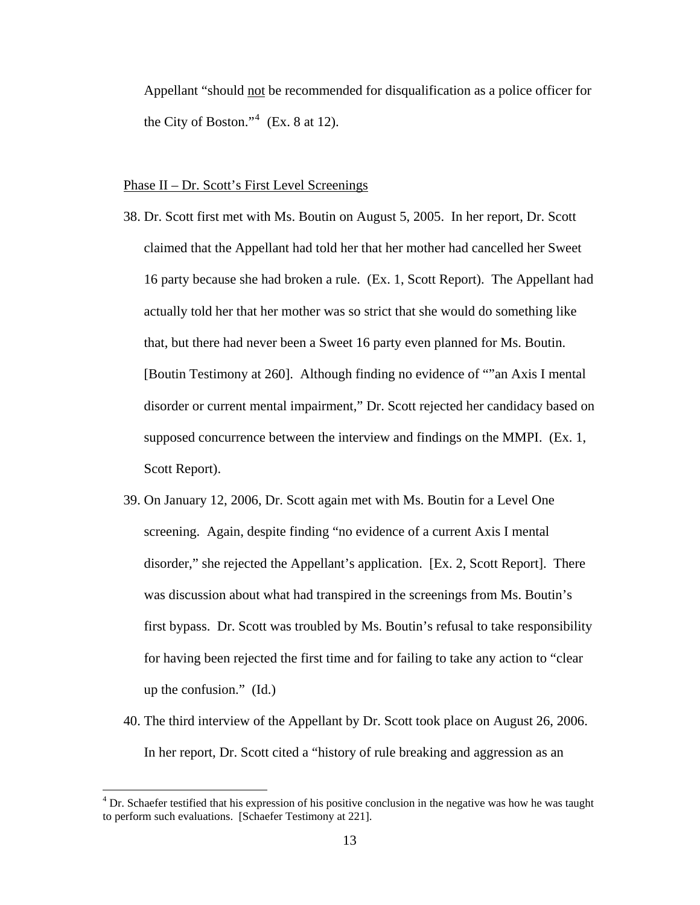Appellant "should not be recommended for disqualification as a police officer for the City of Boston."[4] (Ex. 8 at 12).

Phase II – Dr. Scott's First Level Screenings

38. Dr. Scott first met with Ms. Boutin on August 5, 2005. In her report, Dr. Scott claimed that the Appellant had told her that her mother had cancelled her Sweet 16 party because she had broken a rule. (Ex. 1, Scott Report). The Appellant had actually told her that her mother was so strict that she would do something like that, but there had never been a Sweet 16 party even planned for Ms. Boutin. [Boutin Testimony at 260]. Although finding no evidence of ""an Axis I mental disorder or current mental impairment," Dr. Scott rejected her candidacy based on supposed concurrence between the interview and findings on the MMPI. (Ex. 1, Scott Report).

39. On January 12, 2006, Dr. Scott again met with Ms. Boutin for a Level One screening. Again, despite finding "no evidence of a current Axis I mental disorder," she rejected the Appellant's application. [Ex. 2, Scott Report]. There was discussion about what had transpired in the screenings from Ms. Boutin's first bypass. Dr. Scott was troubled by Ms. Boutin's refusal to take responsibility for having been rejected the first time and for failing to take any action to "clear up the confusion." (Id.)

40. The third interview of the Appellant by Dr. Scott took place on August 26, 2006. In her report, Dr. Scott cited a "history of rule breaking and aggression as an

---

[4] Dr. Schaefer testified that his expression of his positive conclusion in the negative was how he was taught to perform such evaluations. [Schaefer Testimony at 221].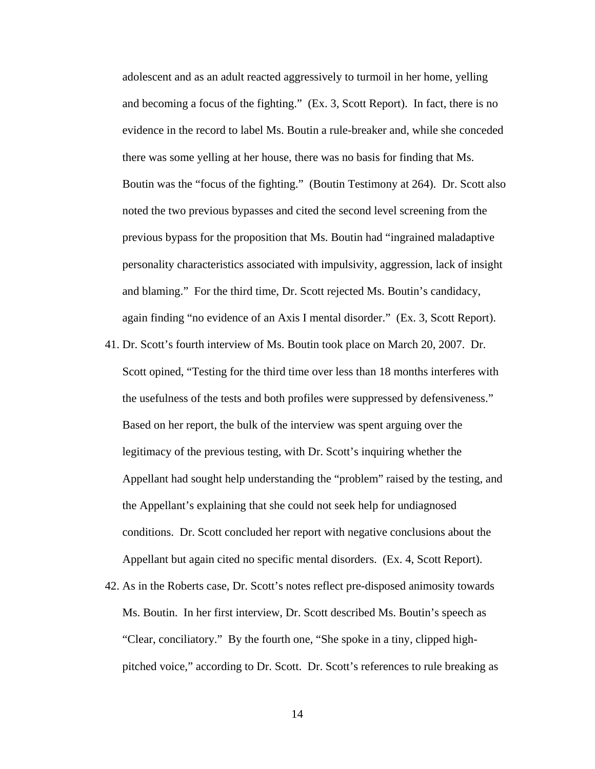adolescent and as an adult reacted aggressively to turmoil in her home, yelling and becoming a focus of the fighting." (Ex. 3, Scott Report). In fact, there is no evidence in the record to label Ms. Boutin a rule-breaker and, while she conceded there was some yelling at her house, there was no basis for finding that Ms. Boutin was the "focus of the fighting." (Boutin Testimony at 264). Dr. Scott also noted the two previous bypasses and cited the second level screening from the previous bypass for the proposition that Ms. Boutin had "ingrained maladaptive personality characteristics associated with impulsivity, aggression, lack of insight and blaming." For the third time, Dr. Scott rejected Ms. Boutin's candidacy, again finding "no evidence of an Axis I mental disorder." (Ex. 3, Scott Report).

41. Dr. Scott's fourth interview of Ms. Boutin took place on March 20, 2007. Dr. Scott opined, "Testing for the third time over less than 18 months interferes with the usefulness of the tests and both profiles were suppressed by defensiveness." Based on her report, the bulk of the interview was spent arguing over the legitimacy of the previous testing, with Dr. Scott's inquiring whether the Appellant had sought help understanding the "problem" raised by the testing, and the Appellant's explaining that she could not seek help for undiagnosed conditions. Dr. Scott concluded her report with negative conclusions about the Appellant but again cited no specific mental disorders. (Ex. 4, Scott Report).

42. As in the Roberts case, Dr. Scott's notes reflect pre-disposed animosity towards Ms. Boutin. In her first interview, Dr. Scott described Ms. Boutin's speech as "Clear, conciliatory." By the fourth one, "She spoke in a tiny, clipped high-pitched voice," according to Dr. Scott. Dr. Scott's references to rule breaking as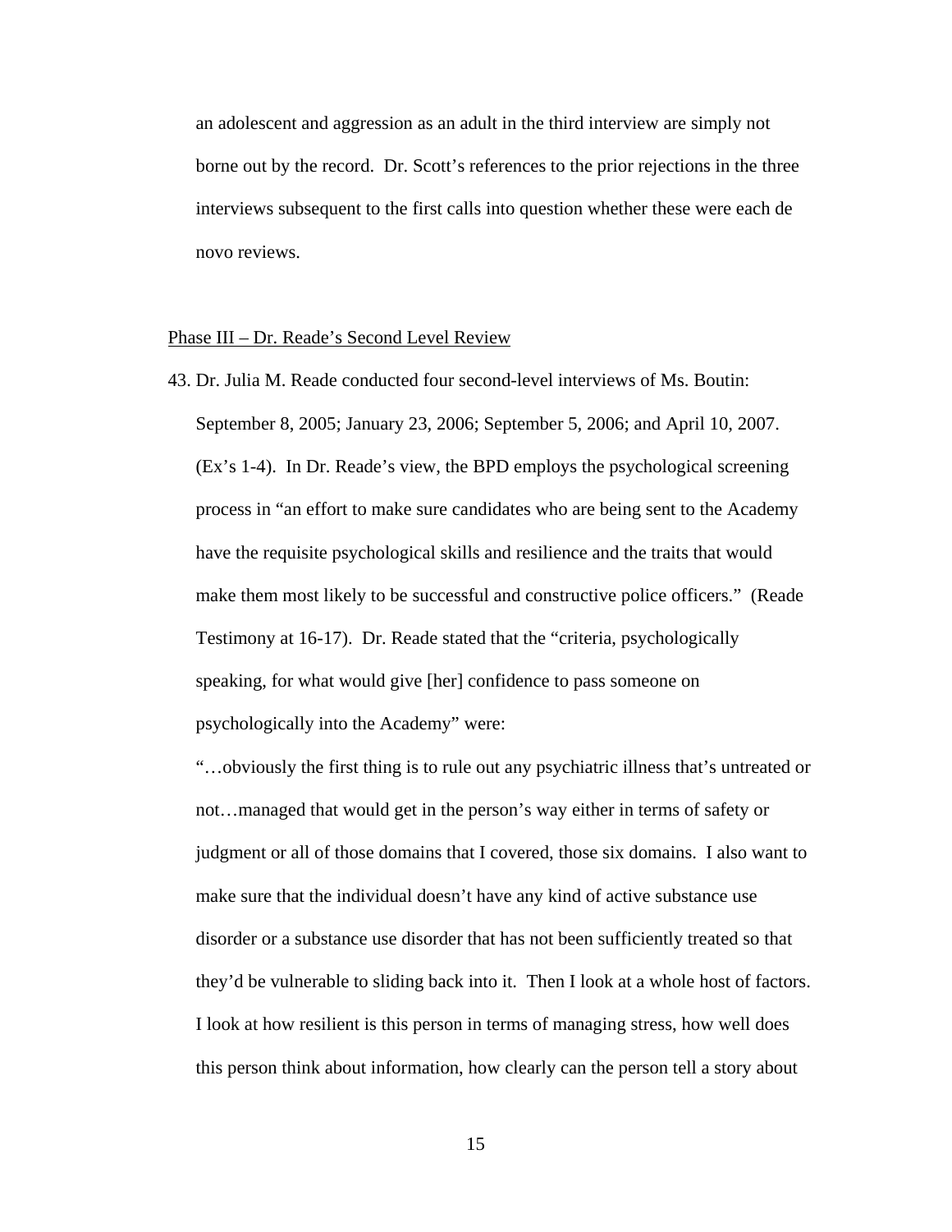an adolescent and aggression as an adult in the third interview are simply not borne out by the record. Dr. Scott's references to the prior rejections in the three interviews subsequent to the first calls into question whether these were each de novo reviews.

Phase III – Dr. Reade's Second Level Review

43. Dr. Julia M. Reade conducted four second-level interviews of Ms. Boutin: September 8, 2005; January 23, 2006; September 5, 2006; and April 10, 2007. (Ex's 1-4). In Dr. Reade's view, the BPD employs the psychological screening process in "an effort to make sure candidates who are being sent to the Academy have the requisite psychological skills and resilience and the traits that would make them most likely to be successful and constructive police officers." (Reade Testimony at 16-17). Dr. Reade stated that the "criteria, psychologically speaking, for what would give [her] confidence to pass someone on psychologically into the Academy" were:

    "…obviously the first thing is to rule out any psychiatric illness that's untreated or not…managed that would get in the person's way either in terms of safety or judgment or all of those domains that I covered, those six domains. I also want to make sure that the individual doesn't have any kind of active substance use disorder or a substance use disorder that has not been sufficiently treated so that they'd be vulnerable to sliding back into it. Then I look at a whole host of factors. I look at how resilient is this person in terms of managing stress, how well does this person think about information, how clearly can the person tell a story about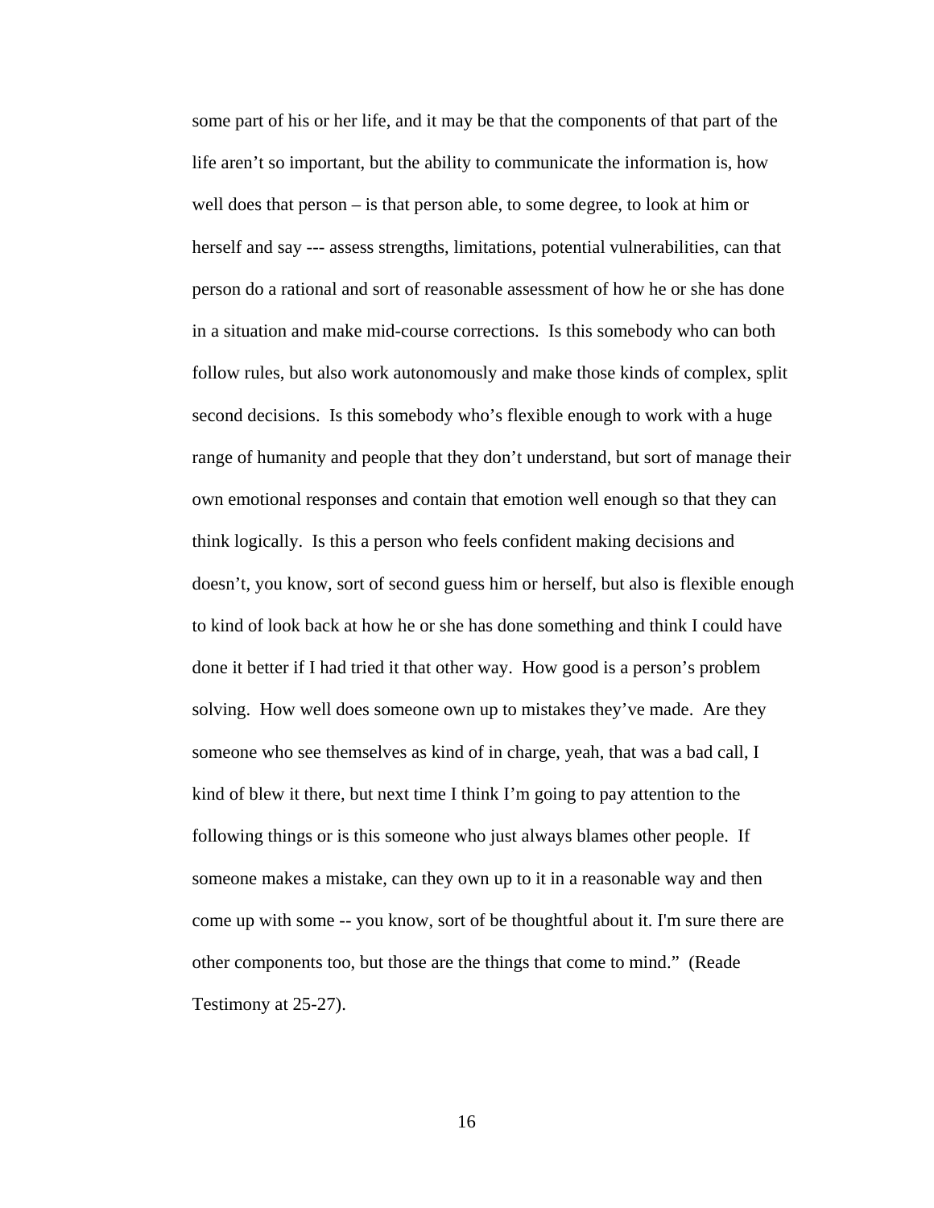some part of his or her life, and it may be that the components of that part of the life aren't so important, but the ability to communicate the information is, how well does that person – is that person able, to some degree, to look at him or herself and say --- assess strengths, limitations, potential vulnerabilities, can that person do a rational and sort of reasonable assessment of how he or she has done in a situation and make mid-course corrections. Is this somebody who can both follow rules, but also work autonomously and make those kinds of complex, split second decisions. Is this somebody who's flexible enough to work with a huge range of humanity and people that they don't understand, but sort of manage their own emotional responses and contain that emotion well enough so that they can think logically. Is this a person who feels confident making decisions and doesn't, you know, sort of second guess him or herself, but also is flexible enough to kind of look back at how he or she has done something and think I could have done it better if I had tried it that other way. How good is a person's problem solving. How well does someone own up to mistakes they've made. Are they someone who see themselves as kind of in charge, yeah, that was a bad call, I kind of blew it there, but next time I think I'm going to pay attention to the following things or is this someone who just always blames other people. If someone makes a mistake, can they own up to it in a reasonable way and then come up with some -- you know, sort of be thoughtful about it. I'm sure there are other components too, but those are the things that come to mind." (Reade Testimony at 25-27).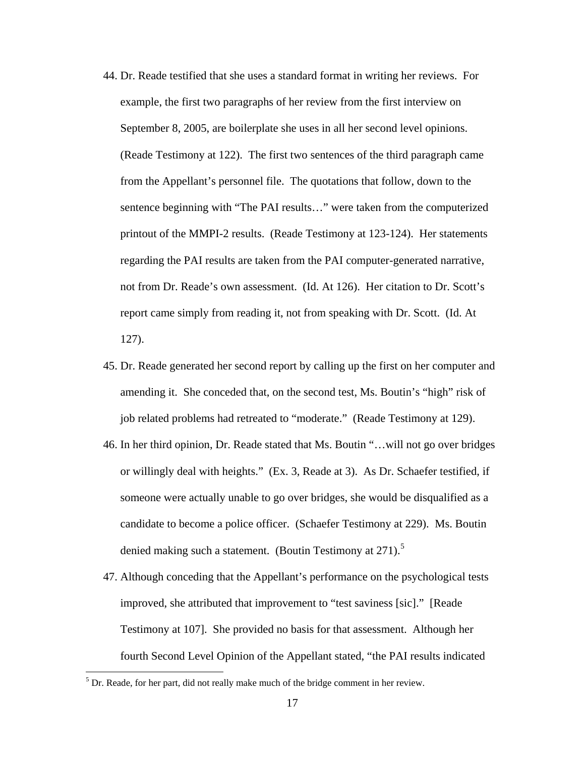44. Dr. Reade testified that she uses a standard format in writing her reviews. For example, the first two paragraphs of her review from the first interview on September 8, 2005, are boilerplate she uses in all her second level opinions. (Reade Testimony at 122). The first two sentences of the third paragraph came from the Appellant's personnel file. The quotations that follow, down to the sentence beginning with "The PAI results…" were taken from the computerized printout of the MMPI-2 results. (Reade Testimony at 123-124). Her statements regarding the PAI results are taken from the PAI computer-generated narrative, not from Dr. Reade's own assessment. (Id. At 126). Her citation to Dr. Scott's report came simply from reading it, not from speaking with Dr. Scott. (Id. At 127).

45. Dr. Reade generated her second report by calling up the first on her computer and amending it. She conceded that, on the second test, Ms. Boutin's "high" risk of job related problems had retreated to "moderate." (Reade Testimony at 129).

46. In her third opinion, Dr. Reade stated that Ms. Boutin "…will not go over bridges or willingly deal with heights." (Ex. 3, Reade at 3). As Dr. Schaefer testified, if someone were actually unable to go over bridges, she would be disqualified as a candidate to become a police officer. (Schaefer Testimony at 229). Ms. Boutin denied making such a statement. (Boutin Testimony at 271).[5]

47. Although conceding that the Appellant's performance on the psychological tests improved, she attributed that improvement to "test saviness [sic]." [Reade Testimony at 107]. She provided no basis for that assessment. Although her fourth Second Level Opinion of the Appellant stated, "the PAI results indicated

---

[5] Dr. Reade, for her part, did not really make much of the bridge comment in her review.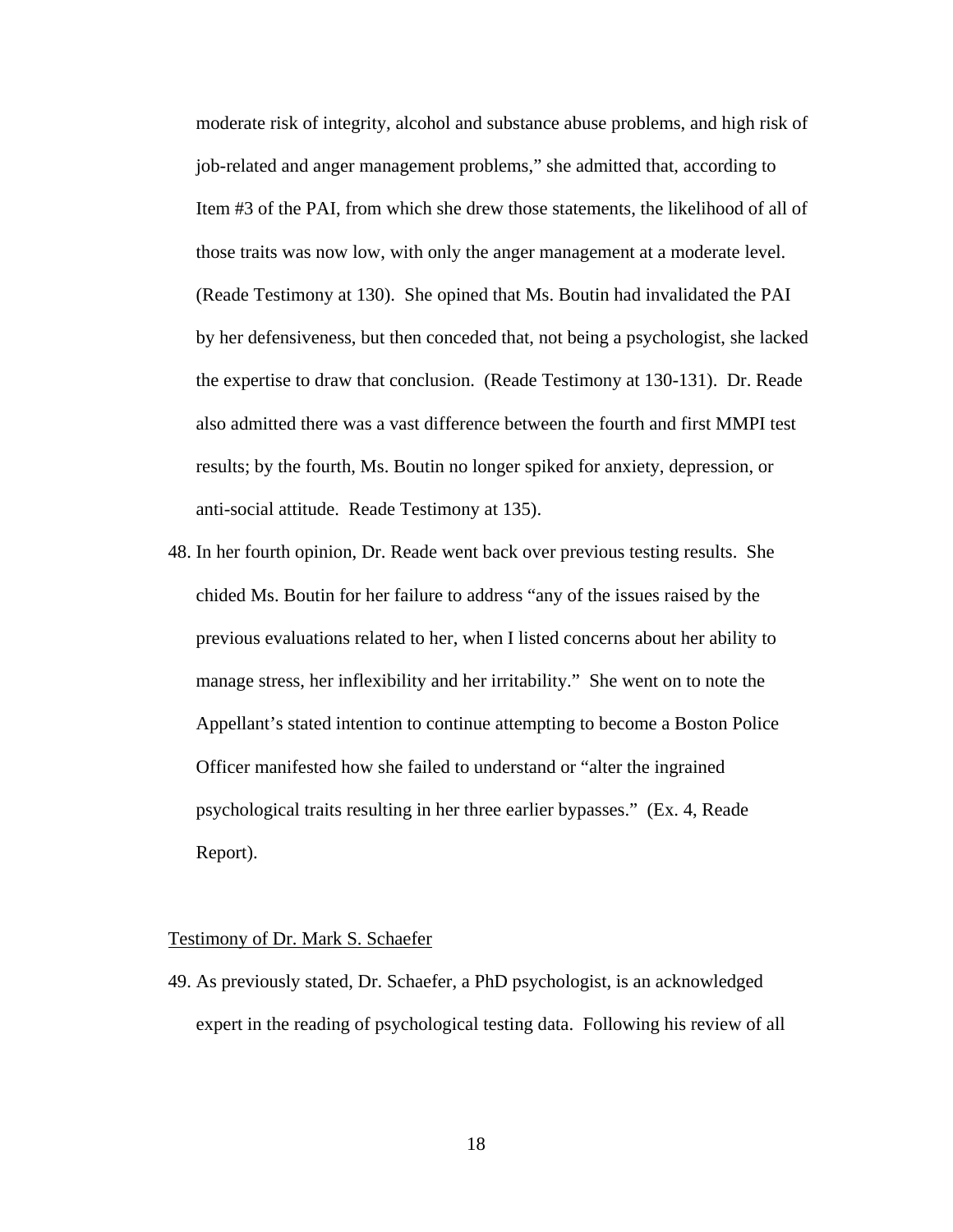moderate risk of integrity, alcohol and substance abuse problems, and high risk of job-related and anger management problems," she admitted that, according to Item #3 of the PAI, from which she drew those statements, the likelihood of all of those traits was now low, with only the anger management at a moderate level. (Reade Testimony at 130). She opined that Ms. Boutin had invalidated the PAI by her defensiveness, but then conceded that, not being a psychologist, she lacked the expertise to draw that conclusion. (Reade Testimony at 130-131). Dr. Reade also admitted there was a vast difference between the fourth and first MMPI test results; by the fourth, Ms. Boutin no longer spiked for anxiety, depression, or anti-social attitude. Reade Testimony at 135).

48. In her fourth opinion, Dr. Reade went back over previous testing results. She chided Ms. Boutin for her failure to address "any of the issues raised by the previous evaluations related to her, when I listed concerns about her ability to manage stress, her inflexibility and her irritability." She went on to note the Appellant's stated intention to continue attempting to become a Boston Police Officer manifested how she failed to understand or "alter the ingrained psychological traits resulting in her three earlier bypasses." (Ex. 4, Reade Report).

Testimony of Dr. Mark S. Schaefer

49. As previously stated, Dr. Schaefer, a PhD psychologist, is an acknowledged expert in the reading of psychological testing data. Following his review of all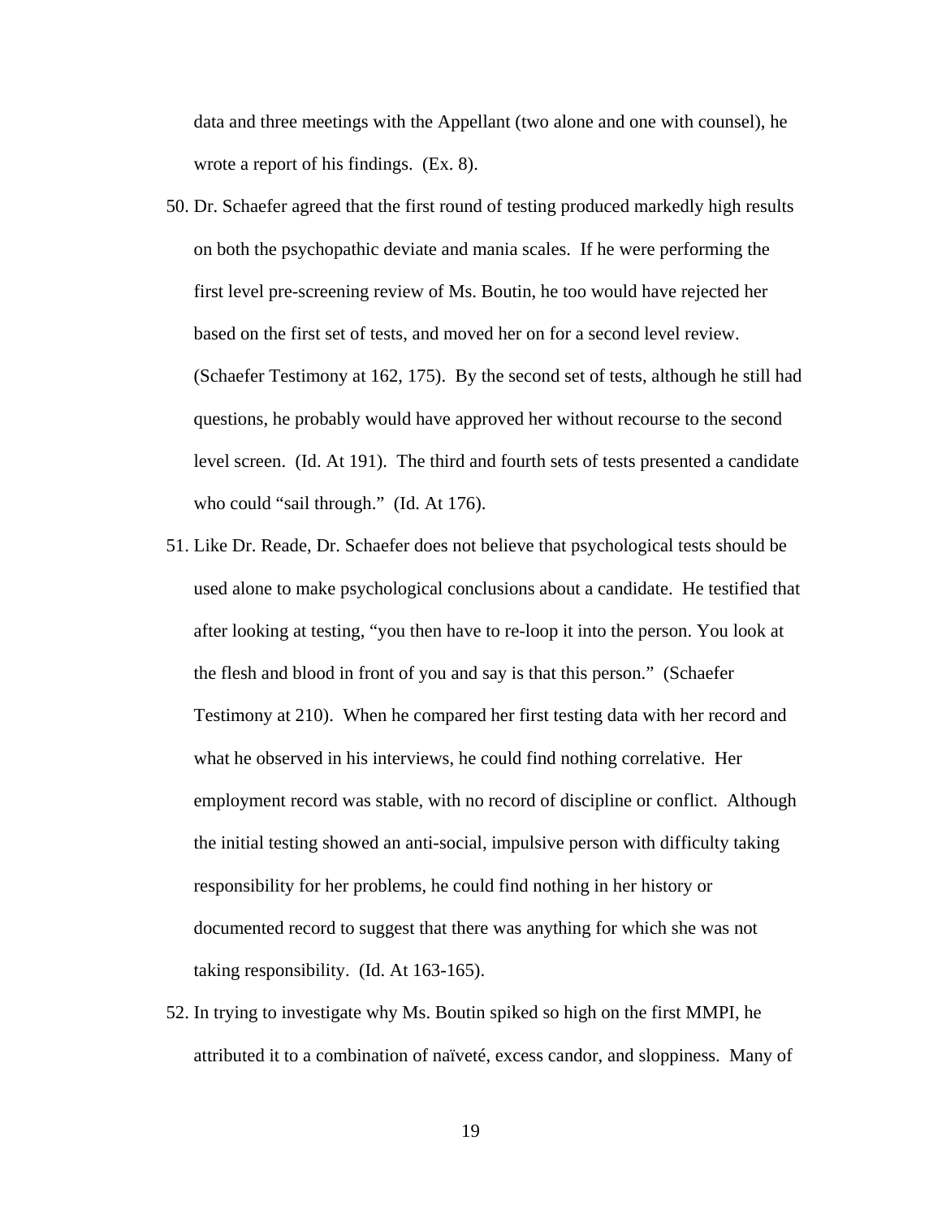data and three meetings with the Appellant (two alone and one with counsel), he wrote a report of his findings. (Ex. 8).

50. Dr. Schaefer agreed that the first round of testing produced markedly high results on both the psychopathic deviate and mania scales. If he were performing the first level pre-screening review of Ms. Boutin, he too would have rejected her based on the first set of tests, and moved her on for a second level review. (Schaefer Testimony at 162, 175). By the second set of tests, although he still had questions, he probably would have approved her without recourse to the second level screen. (Id. At 191). The third and fourth sets of tests presented a candidate who could "sail through." (Id. At 176).

51. Like Dr. Reade, Dr. Schaefer does not believe that psychological tests should be used alone to make psychological conclusions about a candidate. He testified that after looking at testing, "you then have to re-loop it into the person. You look at the flesh and blood in front of you and say is that this person." (Schaefer Testimony at 210). When he compared her first testing data with her record and what he observed in his interviews, he could find nothing correlative. Her employment record was stable, with no record of discipline or conflict. Although the initial testing showed an anti-social, impulsive person with difficulty taking responsibility for her problems, he could find nothing in her history or documented record to suggest that there was anything for which she was not taking responsibility. (Id. At 163-165).

52. In trying to investigate why Ms. Boutin spiked so high on the first MMPI, he attributed it to a combination of naïveté, excess candor, and sloppiness. Many of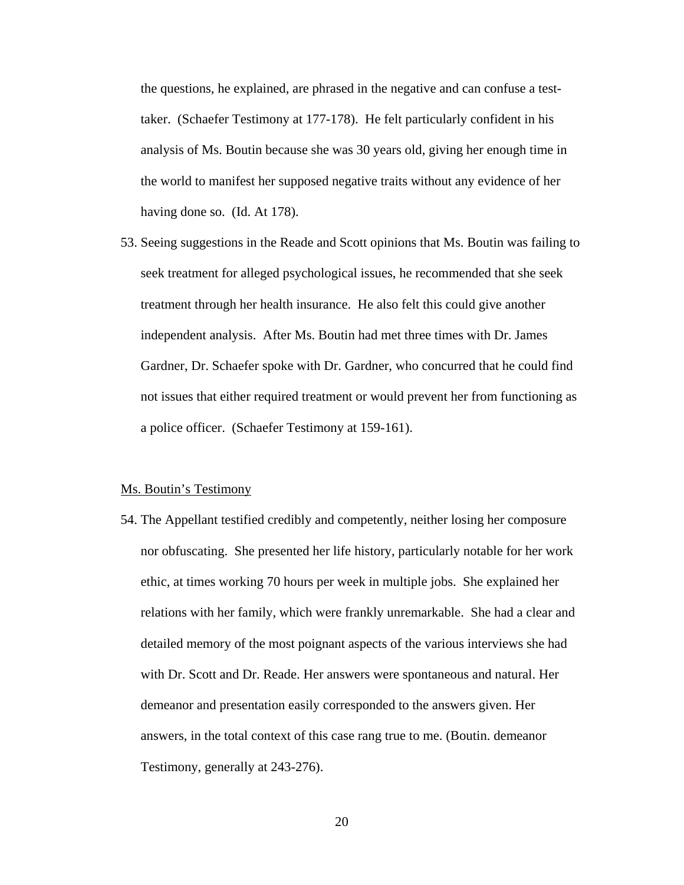the questions, he explained, are phrased in the negative and can confuse a test-taker. (Schaefer Testimony at 177-178). He felt particularly confident in his analysis of Ms. Boutin because she was 30 years old, giving her enough time in the world to manifest her supposed negative traits without any evidence of her having done so. (Id. At 178).

53. Seeing suggestions in the Reade and Scott opinions that Ms. Boutin was failing to seek treatment for alleged psychological issues, he recommended that she seek treatment through her health insurance. He also felt this could give another independent analysis. After Ms. Boutin had met three times with Dr. James Gardner, Dr. Schaefer spoke with Dr. Gardner, who concurred that he could find not issues that either required treatment or would prevent her from functioning as a police officer. (Schaefer Testimony at 159-161).

Ms. Boutin's Testimony

54. The Appellant testified credibly and competently, neither losing her composure nor obfuscating. She presented her life history, particularly notable for her work ethic, at times working 70 hours per week in multiple jobs. She explained her relations with her family, which were frankly unremarkable. She had a clear and detailed memory of the most poignant aspects of the various interviews she had with Dr. Scott and Dr. Reade. Her answers were spontaneous and natural. Her demeanor and presentation easily corresponded to the answers given. Her answers, in the total context of this case rang true to me. (Boutin. demeanor Testimony, generally at 243-276).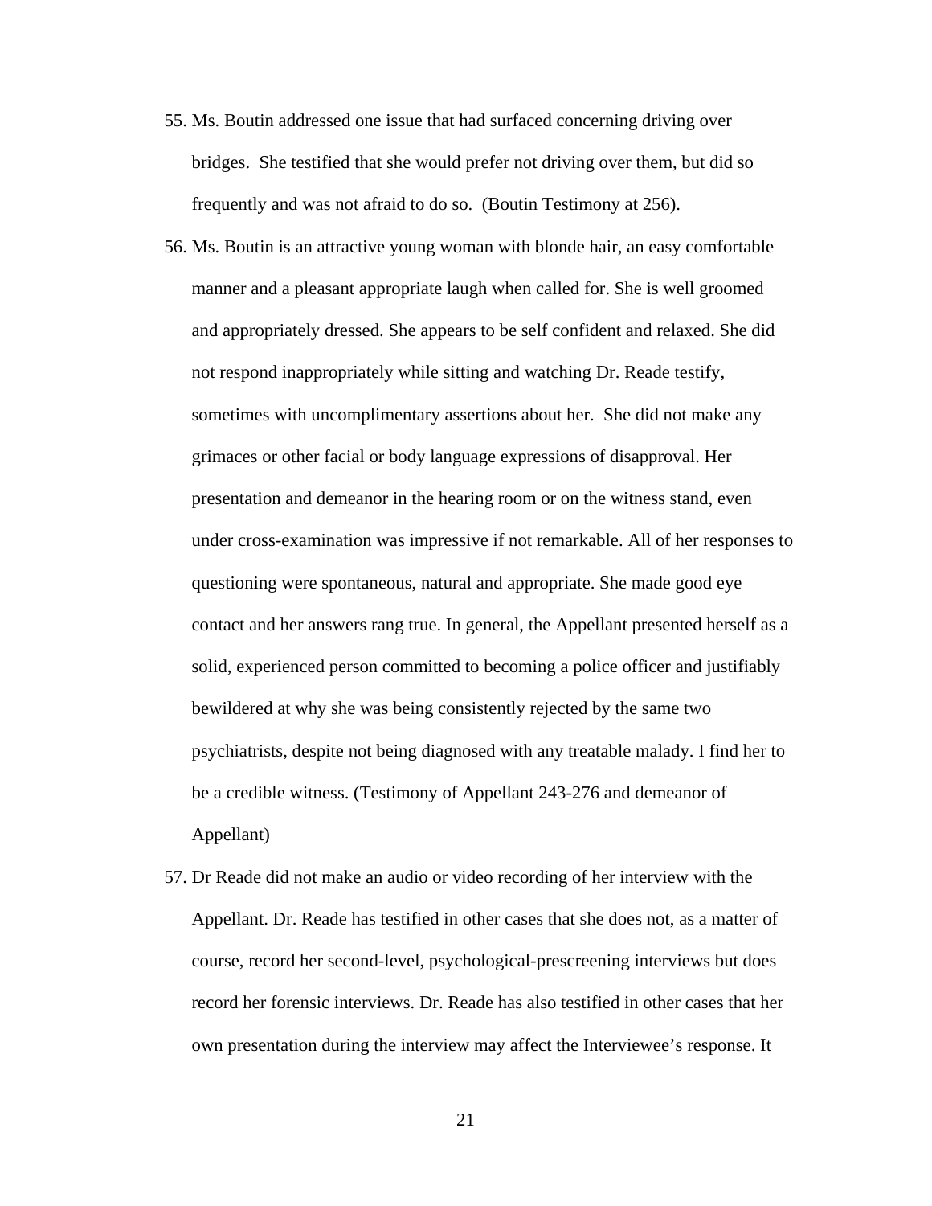55. Ms. Boutin addressed one issue that had surfaced concerning driving over bridges. She testified that she would prefer not driving over them, but did so frequently and was not afraid to do so. (Boutin Testimony at 256).

56. Ms. Boutin is an attractive young woman with blonde hair, an easy comfortable manner and a pleasant appropriate laugh when called for. She is well groomed and appropriately dressed. She appears to be self confident and relaxed. She did not respond inappropriately while sitting and watching Dr. Reade testify, sometimes with uncomplimentary assertions about her. She did not make any grimaces or other facial or body language expressions of disapproval. Her presentation and demeanor in the hearing room or on the witness stand, even under cross-examination was impressive if not remarkable. All of her responses to questioning were spontaneous, natural and appropriate. She made good eye contact and her answers rang true. In general, the Appellant presented herself as a solid, experienced person committed to becoming a police officer and justifiably bewildered at why she was being consistently rejected by the same two psychiatrists, despite not being diagnosed with any treatable malady. I find her to be a credible witness. (Testimony of Appellant 243-276 and demeanor of Appellant)

57. Dr Reade did not make an audio or video recording of her interview with the Appellant. Dr. Reade has testified in other cases that she does not, as a matter of course, record her second-level, psychological-prescreening interviews but does record her forensic interviews. Dr. Reade has also testified in other cases that her own presentation during the interview may affect the Interviewee's response. It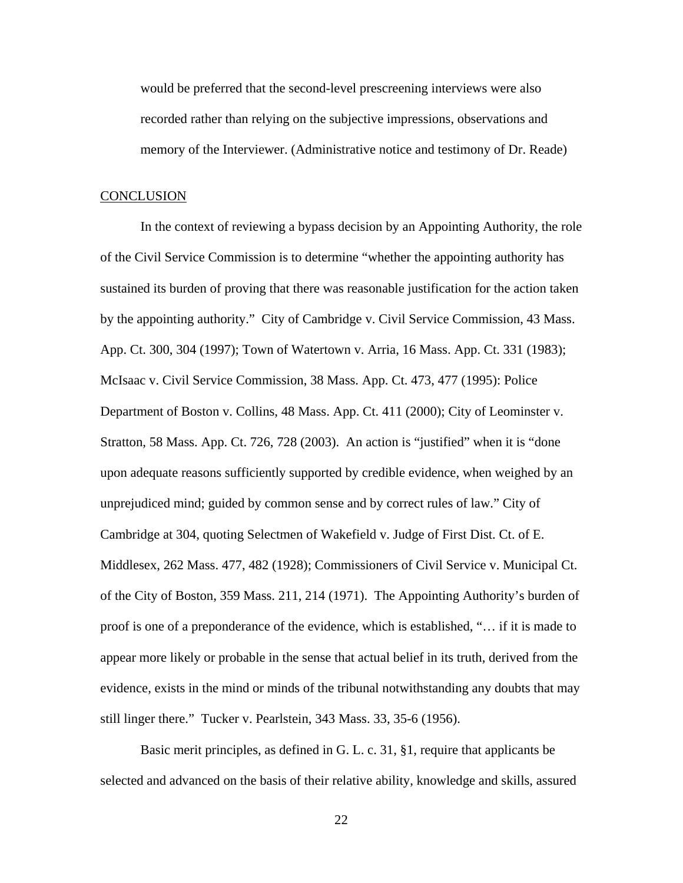would be preferred that the second-level prescreening interviews were also recorded rather than relying on the subjective impressions, observations and memory of the Interviewer. (Administrative notice and testimony of Dr. Reade)

## CONCLUSION

In the context of reviewing a bypass decision by an Appointing Authority, the role of the Civil Service Commission is to determine "whether the appointing authority has sustained its burden of proving that there was reasonable justification for the action taken by the appointing authority." City of Cambridge v. Civil Service Commission, 43 Mass. App. Ct. 300, 304 (1997); Town of Watertown v. Arria, 16 Mass. App. Ct. 331 (1983); McIsaac v. Civil Service Commission, 38 Mass. App. Ct. 473, 477 (1995): Police Department of Boston v. Collins, 48 Mass. App. Ct. 411 (2000); City of Leominster v. Stratton, 58 Mass. App. Ct. 726, 728 (2003). An action is "justified" when it is "done upon adequate reasons sufficiently supported by credible evidence, when weighed by an unprejudiced mind; guided by common sense and by correct rules of law." City of Cambridge at 304, quoting Selectmen of Wakefield v. Judge of First Dist. Ct. of E. Middlesex, 262 Mass. 477, 482 (1928); Commissioners of Civil Service v. Municipal Ct. of the City of Boston, 359 Mass. 211, 214 (1971). The Appointing Authority's burden of proof is one of a preponderance of the evidence, which is established, "… if it is made to appear more likely or probable in the sense that actual belief in its truth, derived from the evidence, exists in the mind or minds of the tribunal notwithstanding any doubts that may still linger there." Tucker v. Pearlstein, 343 Mass. 33, 35-6 (1956).

Basic merit principles, as defined in G. L. c. 31, §1, require that applicants be selected and advanced on the basis of their relative ability, knowledge and skills, assured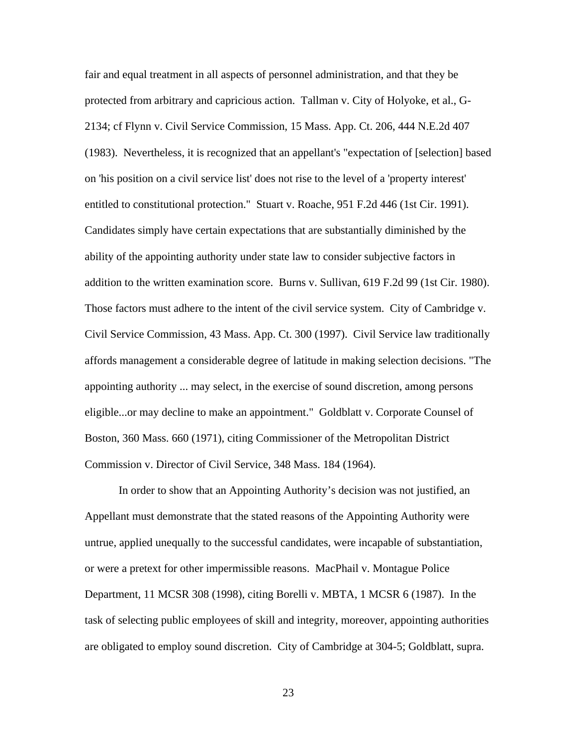fair and equal treatment in all aspects of personnel administration, and that they be protected from arbitrary and capricious action. Tallman v. City of Holyoke, et al., G-2134; cf Flynn v. Civil Service Commission, 15 Mass. App. Ct. 206, 444 N.E.2d 407 (1983). Nevertheless, it is recognized that an appellant's "expectation of [selection] based on 'his position on a civil service list' does not rise to the level of a 'property interest' entitled to constitutional protection." Stuart v. Roache, 951 F.2d 446 (1st Cir. 1991). Candidates simply have certain expectations that are substantially diminished by the ability of the appointing authority under state law to consider subjective factors in addition to the written examination score. Burns v. Sullivan, 619 F.2d 99 (1st Cir. 1980). Those factors must adhere to the intent of the civil service system. City of Cambridge v. Civil Service Commission, 43 Mass. App. Ct. 300 (1997). Civil Service law traditionally affords management a considerable degree of latitude in making selection decisions. "The appointing authority ... may select, in the exercise of sound discretion, among persons eligible...or may decline to make an appointment." Goldblatt v. Corporate Counsel of Boston, 360 Mass. 660 (1971), citing Commissioner of the Metropolitan District Commission v. Director of Civil Service, 348 Mass. 184 (1964).

In order to show that an Appointing Authority's decision was not justified, an Appellant must demonstrate that the stated reasons of the Appointing Authority were untrue, applied unequally to the successful candidates, were incapable of substantiation, or were a pretext for other impermissible reasons. MacPhail v. Montague Police Department, 11 MCSR 308 (1998), citing Borelli v. MBTA, 1 MCSR 6 (1987). In the task of selecting public employees of skill and integrity, moreover, appointing authorities are obligated to employ sound discretion. City of Cambridge at 304-5; Goldblatt, supra.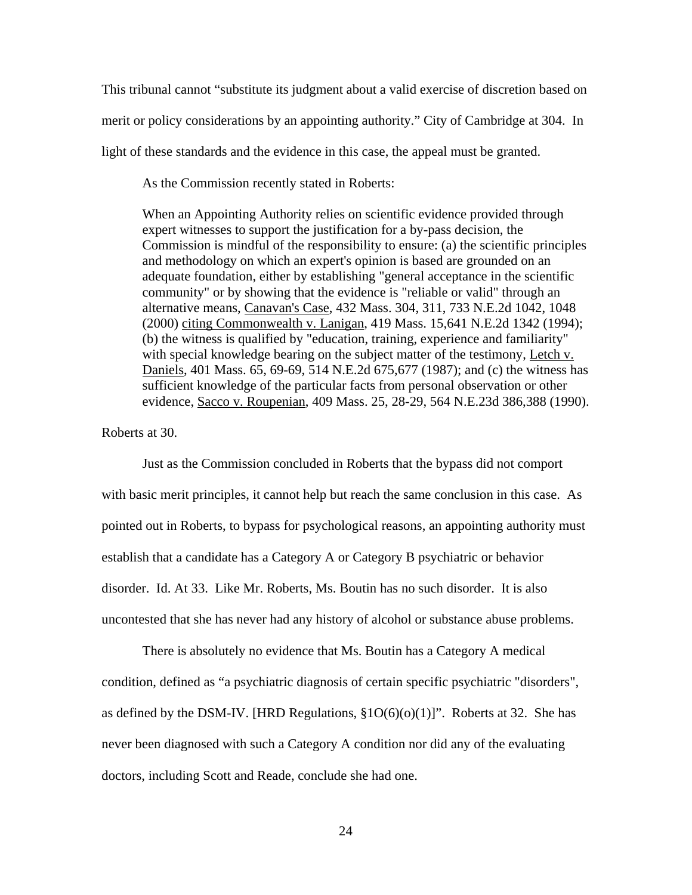This tribunal cannot "substitute its judgment about a valid exercise of discretion based on merit or policy considerations by an appointing authority." City of Cambridge at 304. In light of these standards and the evidence in this case, the appeal must be granted.

As the Commission recently stated in Roberts:

> When an Appointing Authority relies on scientific evidence provided through expert witnesses to support the justification for a by-pass decision, the Commission is mindful of the responsibility to ensure: (a) the scientific principles and methodology on which an expert's opinion is based are grounded on an adequate foundation, either by establishing "general acceptance in the scientific community" or by showing that the evidence is "reliable or valid" through an alternative means, Canavan's Case, 432 Mass. 304, 311, 733 N.E.2d 1042, 1048 (2000) citing Commonwealth v. Lanigan, 419 Mass. 15,641 N.E.2d 1342 (1994); (b) the witness is qualified by "education, training, experience and familiarity" with special knowledge bearing on the subject matter of the testimony, Letch v. Daniels, 401 Mass. 65, 69-69, 514 N.E.2d 675,677 (1987); and (c) the witness has sufficient knowledge of the particular facts from personal observation or other evidence, Sacco v. Roupenian, 409 Mass. 25, 28-29, 564 N.E.23d 386,388 (1990).

Roberts at 30.

Just as the Commission concluded in Roberts that the bypass did not comport with basic merit principles, it cannot help but reach the same conclusion in this case. As pointed out in Roberts, to bypass for psychological reasons, an appointing authority must establish that a candidate has a Category A or Category B psychiatric or behavior disorder. Id. At 33. Like Mr. Roberts, Ms. Boutin has no such disorder. It is also uncontested that she has never had any history of alcohol or substance abuse problems.

There is absolutely no evidence that Ms. Boutin has a Category A medical condition, defined as "a psychiatric diagnosis of certain specific psychiatric "disorders", as defined by the DSM-IV. [HRD Regulations, §1O(6)(o)(1)]". Roberts at 32. She has never been diagnosed with such a Category A condition nor did any of the evaluating doctors, including Scott and Reade, conclude she had one.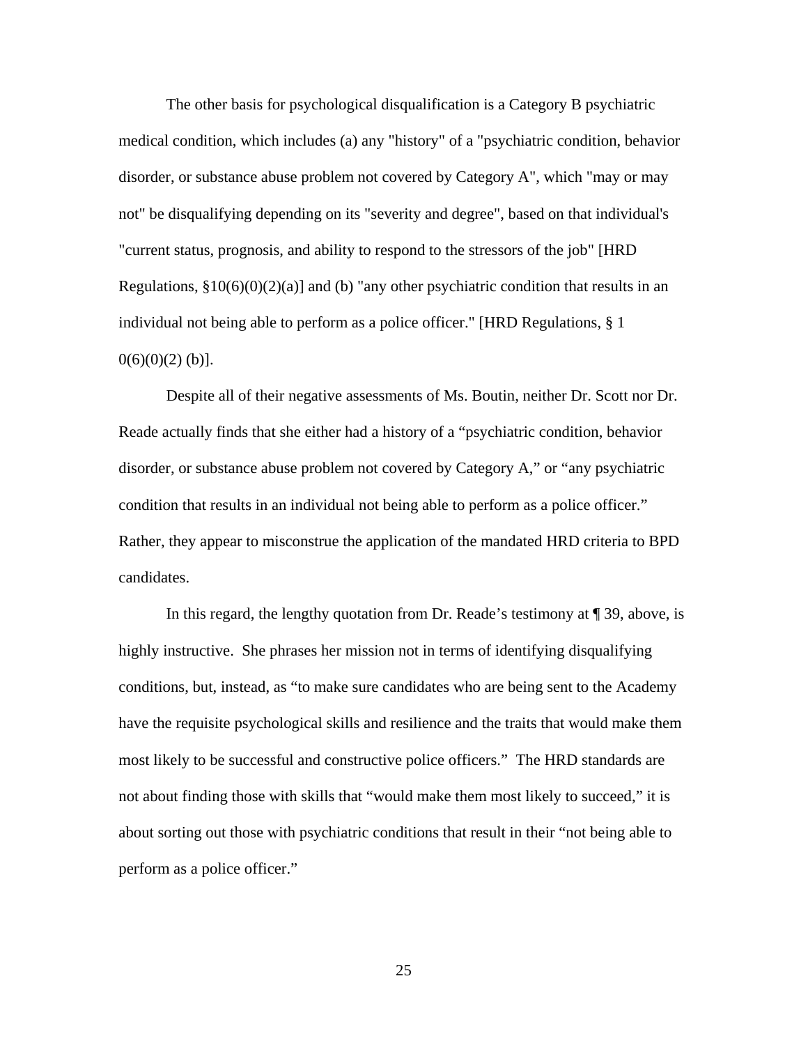The other basis for psychological disqualification is a Category B psychiatric medical condition, which includes (a) any "history" of a "psychiatric condition, behavior disorder, or substance abuse problem not covered by Category A", which "may or may not" be disqualifying depending on its "severity and degree", based on that individual's "current status, prognosis, and ability to respond to the stressors of the job" [HRD Regulations, §10(6)(0)(2)(a)] and (b) "any other psychiatric condition that results in an individual not being able to perform as a police officer." [HRD Regulations, § 1 0(6)(0)(2) (b)].

Despite all of their negative assessments of Ms. Boutin, neither Dr. Scott nor Dr. Reade actually finds that she either had a history of a "psychiatric condition, behavior disorder, or substance abuse problem not covered by Category A," or "any psychiatric condition that results in an individual not being able to perform as a police officer." Rather, they appear to misconstrue the application of the mandated HRD criteria to BPD candidates.

In this regard, the lengthy quotation from Dr. Reade's testimony at ¶ 39, above, is highly instructive. She phrases her mission not in terms of identifying disqualifying conditions, but, instead, as "to make sure candidates who are being sent to the Academy have the requisite psychological skills and resilience and the traits that would make them most likely to be successful and constructive police officers." The HRD standards are not about finding those with skills that "would make them most likely to succeed," it is about sorting out those with psychiatric conditions that result in their "not being able to perform as a police officer."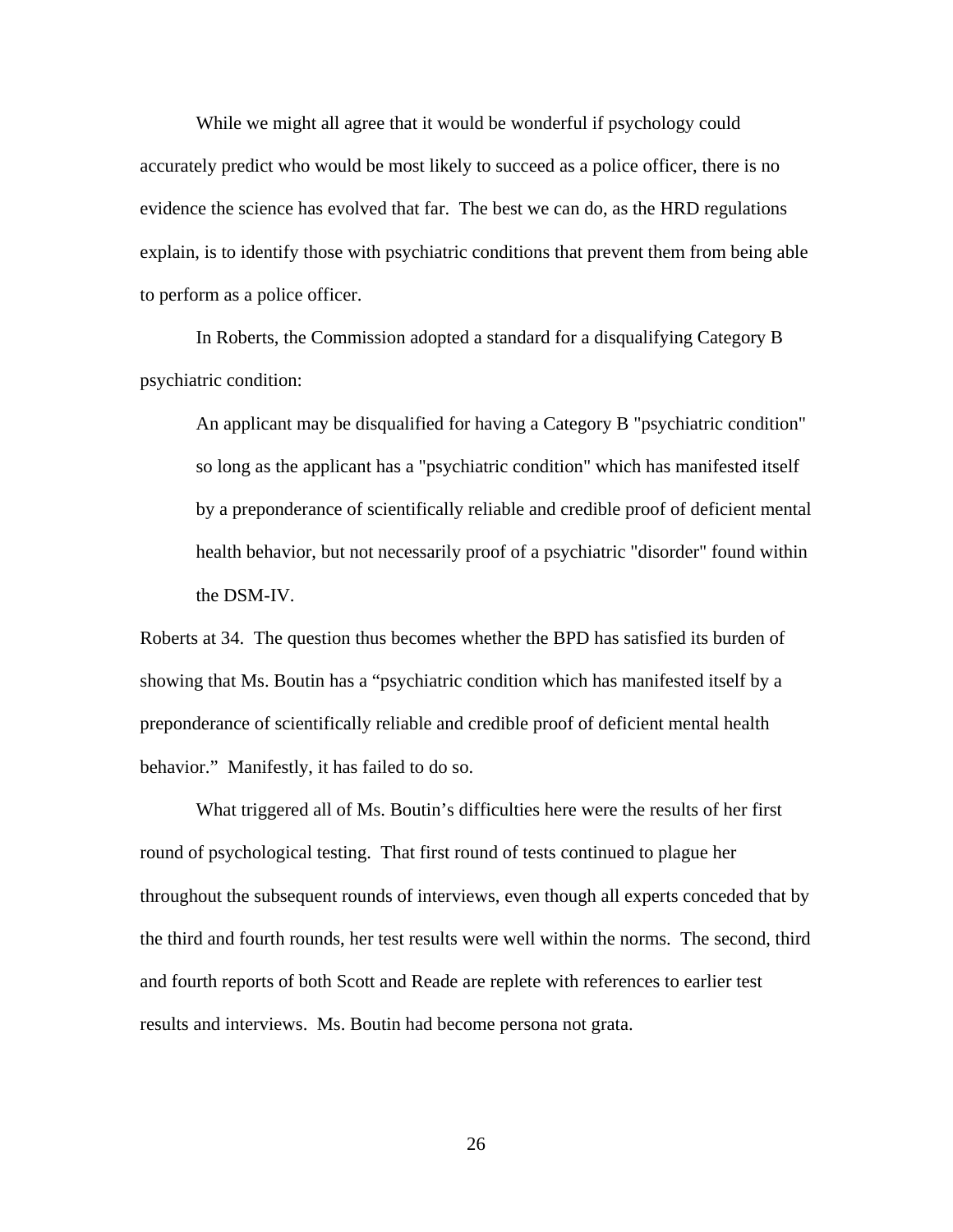While we might all agree that it would be wonderful if psychology could accurately predict who would be most likely to succeed as a police officer, there is no evidence the science has evolved that far. The best we can do, as the HRD regulations explain, is to identify those with psychiatric conditions that prevent them from being able to perform as a police officer.

In Roberts, the Commission adopted a standard for a disqualifying Category B psychiatric condition:

> An applicant may be disqualified for having a Category B "psychiatric condition" so long as the applicant has a "psychiatric condition" which has manifested itself by a preponderance of scientifically reliable and credible proof of deficient mental health behavior, but not necessarily proof of a psychiatric "disorder" found within the DSM-IV.

Roberts at 34. The question thus becomes whether the BPD has satisfied its burden of showing that Ms. Boutin has a "psychiatric condition which has manifested itself by a preponderance of scientifically reliable and credible proof of deficient mental health behavior." Manifestly, it has failed to do so.

What triggered all of Ms. Boutin's difficulties here were the results of her first round of psychological testing. That first round of tests continued to plague her throughout the subsequent rounds of interviews, even though all experts conceded that by the third and fourth rounds, her test results were well within the norms. The second, third and fourth reports of both Scott and Reade are replete with references to earlier test results and interviews. Ms. Boutin had become persona not grata.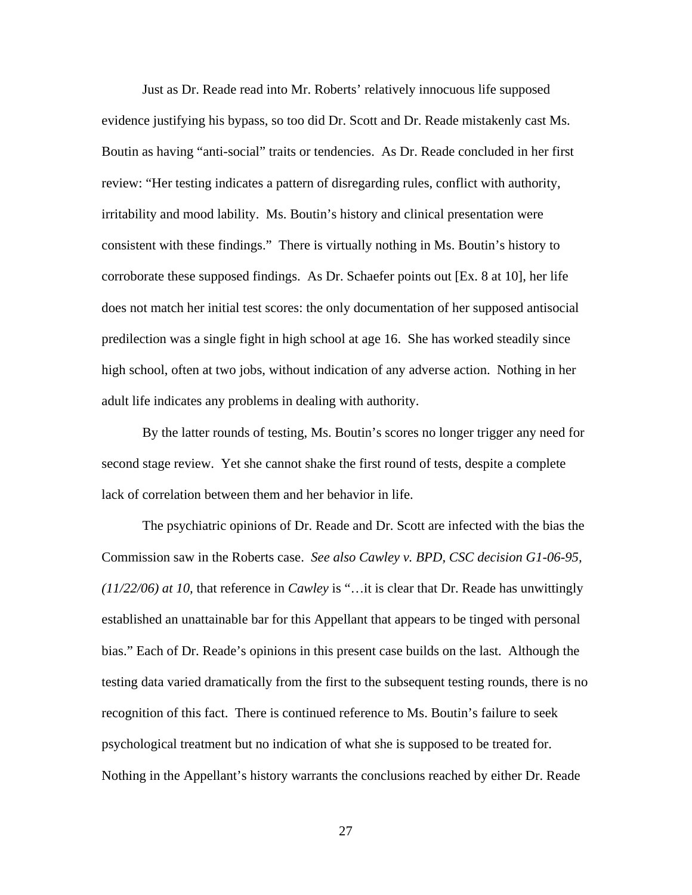Just as Dr. Reade read into Mr. Roberts' relatively innocuous life supposed evidence justifying his bypass, so too did Dr. Scott and Dr. Reade mistakenly cast Ms. Boutin as having "anti-social" traits or tendencies. As Dr. Reade concluded in her first review: "Her testing indicates a pattern of disregarding rules, conflict with authority, irritability and mood lability. Ms. Boutin's history and clinical presentation were consistent with these findings." There is virtually nothing in Ms. Boutin's history to corroborate these supposed findings. As Dr. Schaefer points out [Ex. 8 at 10], her life does not match her initial test scores: the only documentation of her supposed antisocial predilection was a single fight in high school at age 16. She has worked steadily since high school, often at two jobs, without indication of any adverse action. Nothing in her adult life indicates any problems in dealing with authority.

By the latter rounds of testing, Ms. Boutin's scores no longer trigger any need for second stage review. Yet she cannot shake the first round of tests, despite a complete lack of correlation between them and her behavior in life.

The psychiatric opinions of Dr. Reade and Dr. Scott are infected with the bias the Commission saw in the Roberts case. *See also Cawley v. BPD, CSC decision G1-06-95, (11/22/06) at 10*, that reference in *Cawley* is "…it is clear that Dr. Reade has unwittingly established an unattainable bar for this Appellant that appears to be tinged with personal bias." Each of Dr. Reade's opinions in this present case builds on the last. Although the testing data varied dramatically from the first to the subsequent testing rounds, there is no recognition of this fact. There is continued reference to Ms. Boutin's failure to seek psychological treatment but no indication of what she is supposed to be treated for. Nothing in the Appellant's history warrants the conclusions reached by either Dr. Reade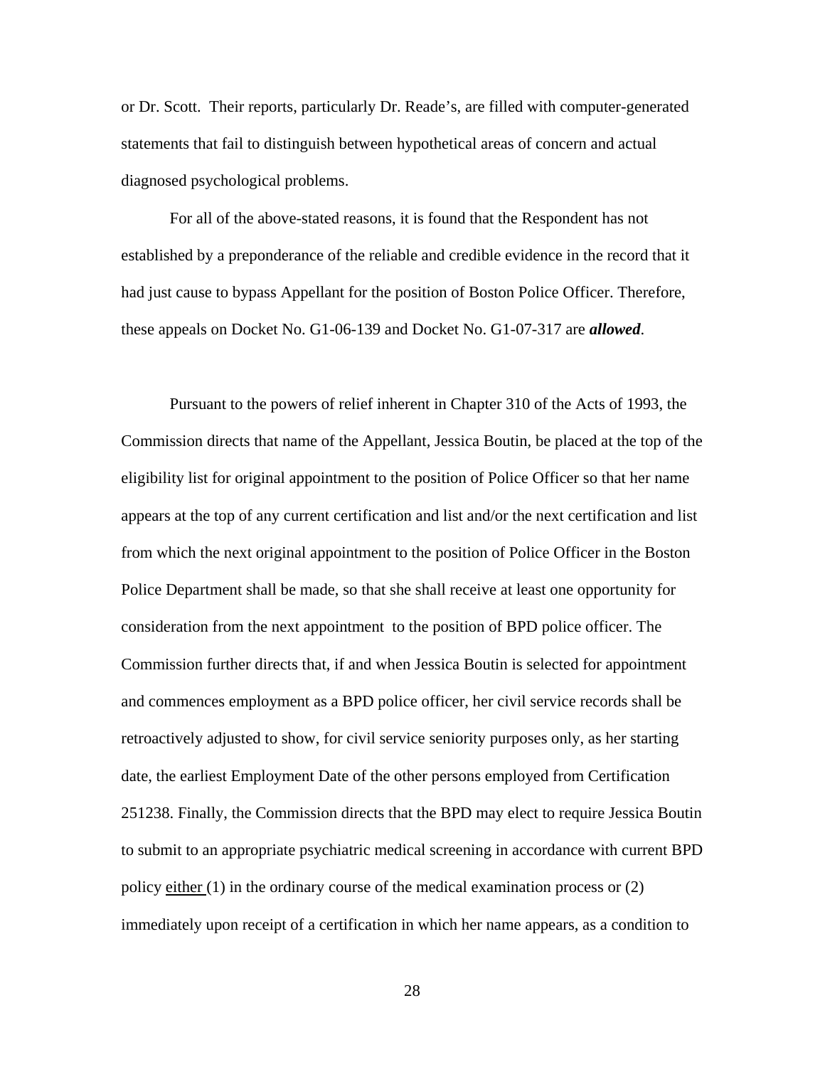or Dr. Scott. Their reports, particularly Dr. Reade's, are filled with computer-generated statements that fail to distinguish between hypothetical areas of concern and actual diagnosed psychological problems.

For all of the above-stated reasons, it is found that the Respondent has not established by a preponderance of the reliable and credible evidence in the record that it had just cause to bypass Appellant for the position of Boston Police Officer. Therefore, these appeals on Docket No. G1-06-139 and Docket No. G1-07-317 are ***allowed***.

Pursuant to the powers of relief inherent in Chapter 310 of the Acts of 1993, the Commission directs that name of the Appellant, Jessica Boutin, be placed at the top of the eligibility list for original appointment to the position of Police Officer so that her name appears at the top of any current certification and list and/or the next certification and list from which the next original appointment to the position of Police Officer in the Boston Police Department shall be made, so that she shall receive at least one opportunity for consideration from the next appointment to the position of BPD police officer. The Commission further directs that, if and when Jessica Boutin is selected for appointment and commences employment as a BPD police officer, her civil service records shall be retroactively adjusted to show, for civil service seniority purposes only, as her starting date, the earliest Employment Date of the other persons employed from Certification 251238. Finally, the Commission directs that the BPD may elect to require Jessica Boutin to submit to an appropriate psychiatric medical screening in accordance with current BPD policy <u>either</u> (1) in the ordinary course of the medical examination process or (2) immediately upon receipt of a certification in which her name appears, as a condition to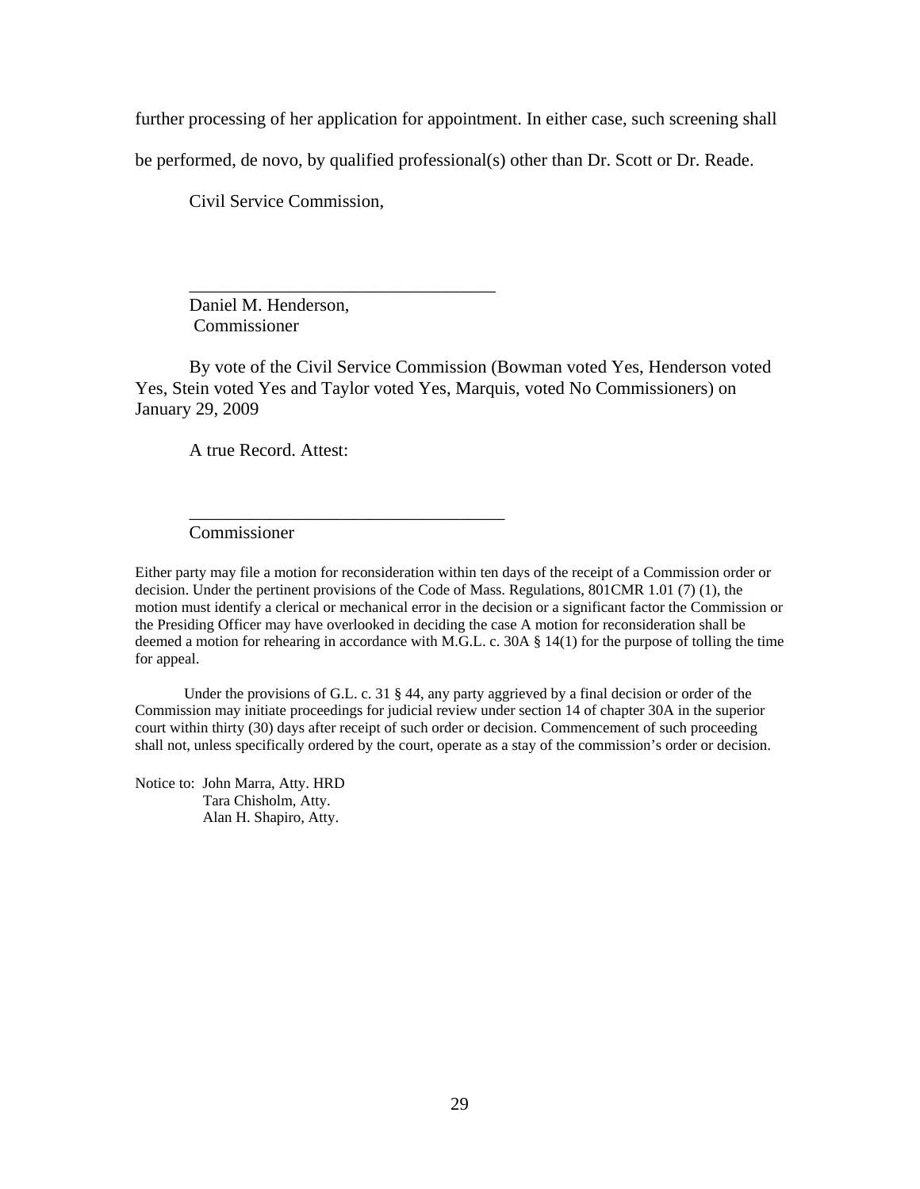further processing of her application for appointment. In either case, such screening shall be performed, de novo, by qualified professional(s) other than Dr. Scott or Dr. Reade.

Civil Service Commission,

___________________________________

Daniel M. Henderson,
Commissioner

By vote of the Civil Service Commission (Bowman voted Yes, Henderson voted Yes, Stein voted Yes and Taylor voted Yes, Marquis, voted No Commissioners) on January 29, 2009

A true Record. Attest:

___________________________________

Commissioner

Either party may file a motion for reconsideration within ten days of the receipt of a Commission order or decision. Under the pertinent provisions of the Code of Mass. Regulations, 801CMR 1.01 (7) (1), the motion must identify a clerical or mechanical error in the decision or a significant factor the Commission or the Presiding Officer may have overlooked in deciding the case A motion for reconsideration shall be deemed a motion for rehearing in accordance with M.G.L. c. 30A § 14(1) for the purpose of tolling the time for appeal.

Under the provisions of G.L. c. 31 § 44, any party aggrieved by a final decision or order of the Commission may initiate proceedings for judicial review under section 14 of chapter 30A in the superior court within thirty (30) days after receipt of such order or decision. Commencement of such proceeding shall not, unless specifically ordered by the court, operate as a stay of the commission's order or decision.

Notice to: John Marra, Atty. HRD
Tara Chisholm, Atty.
Alan H. Shapiro, Atty.